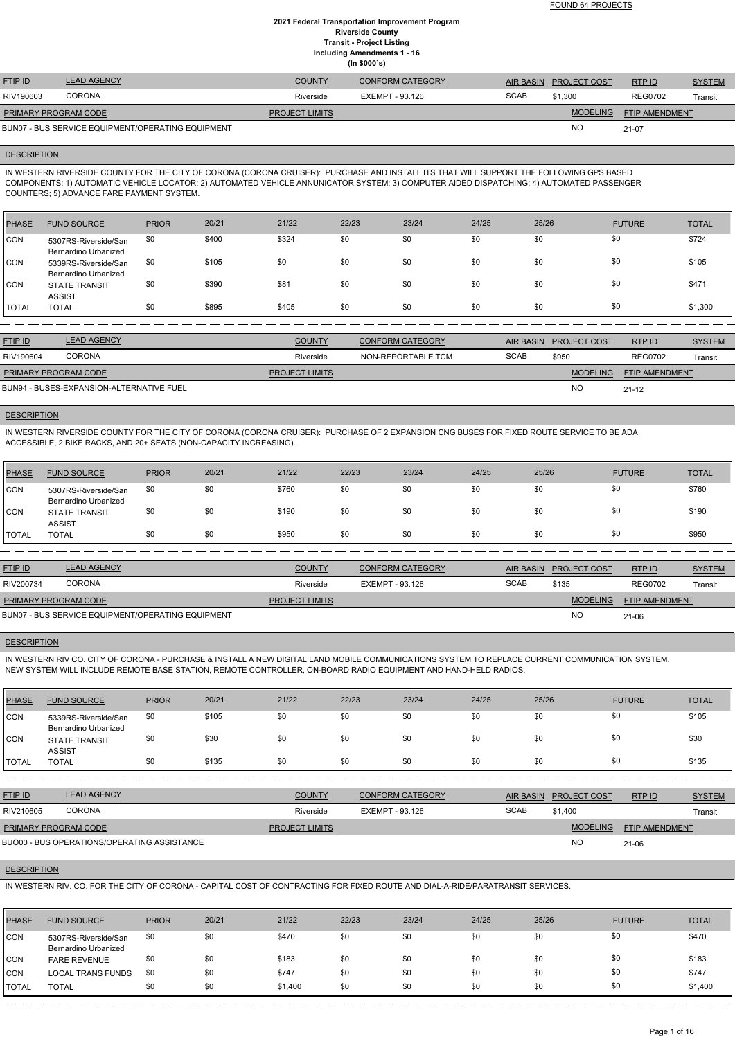FOUND 64 PROJECTS

# 2021 Federal Transportation Improvement Program
## Riverside County
## Transit - Project Listing
### Including Amendments 1 - 16
### (In $000`s)

| FTIP ID | LEAD AGENCY | COUNTY | CONFORM CATEGORY | AIR BASIN | PROJECT COST | RTP ID | SYSTEM |
|---|---|---|---|---|---|---|---|
| RIV190603 | CORONA | Riverside | EXEMPT - 93.126 | SCAB | $1,300 | REG0702 | Transit |

| PRIMARY PROGRAM CODE | PROJECT LIMITS | MODELING | FTIP AMENDMENT |
|---|---|---|---|
| BUN07 - BUS SERVICE EQUIPMENT/OPERATING EQUIPMENT | | NO | 21-07 |

**DESCRIPTION**

IN WESTERN RIVERSIDE COUNTY FOR THE CITY OF CORONA (CORONA CRUISER): PURCHASE AND INSTALL ITS THAT WILL SUPPORT THE FOLLOWING GPS BASED COMPONENTS: 1) AUTOMATIC VEHICLE LOCATOR; 2) AUTOMATED VEHICLE ANNUNICATOR SYSTEM; 3) COMPUTER AIDED DISPATCHING; 4) AUTOMATED PASSENGER COUNTERS; 5) ADVANCE FARE PAYMENT SYSTEM.

| PHASE | FUND SOURCE | PRIOR | 20/21 | 21/22 | 22/23 | 23/24 | 24/25 | 25/26 | FUTURE | TOTAL |
|---|---|---|---|---|---|---|---|---|---|---|
| CON | 5307RS-Riverside/San Bernardino Urbanized | $0 | $400 | $324 | $0 | $0 | $0 | $0 | $0 | $724 |
| CON | 5339RS-Riverside/San Bernardino Urbanized | $0 | $105 | $0 | $0 | $0 | $0 | $0 | $0 | $105 |
| CON | STATE TRANSIT ASSIST | $0 | $390 | $81 | $0 | $0 | $0 | $0 | $0 | $471 |
| TOTAL | TOTAL | $0 | $895 | $405 | $0 | $0 | $0 | $0 | $0 | $1,300 |

| FTIP ID | LEAD AGENCY | COUNTY | CONFORM CATEGORY | AIR BASIN | PROJECT COST | RTP ID | SYSTEM |
|---|---|---|---|---|---|---|---|
| RIV190604 | CORONA | Riverside | NON-REPORTABLE TCM | SCAB | $950 | REG0702 | Transit |

| PRIMARY PROGRAM CODE | PROJECT LIMITS | MODELING | FTIP AMENDMENT |
|---|---|---|---|
| BUN94 - BUSES-EXPANSION-ALTERNATIVE FUEL | | NO | 21-12 |

**DESCRIPTION**

IN WESTERN RIVERSIDE COUNTY FOR THE CITY OF CORONA (CORONA CRUISER): PURCHASE OF 2 EXPANSION CNG BUSES FOR FIXED ROUTE SERVICE TO BE ADA ACCESSIBLE, 2 BIKE RACKS, AND 20+ SEATS (NON-CAPACITY INCREASING).

| PHASE | FUND SOURCE | PRIOR | 20/21 | 21/22 | 22/23 | 23/24 | 24/25 | 25/26 | FUTURE | TOTAL |
|---|---|---|---|---|---|---|---|---|---|---|
| CON | 5307RS-Riverside/San Bernardino Urbanized | $0 | $0 | $760 | $0 | $0 | $0 | $0 | $0 | $760 |
| CON | STATE TRANSIT ASSIST | $0 | $0 | $190 | $0 | $0 | $0 | $0 | $0 | $190 |
| TOTAL | TOTAL | $0 | $0 | $950 | $0 | $0 | $0 | $0 | $0 | $950 |

| FTIP ID | LEAD AGENCY | COUNTY | CONFORM CATEGORY | AIR BASIN | PROJECT COST | RTP ID | SYSTEM |
|---|---|---|---|---|---|---|---|
| RIV200734 | CORONA | Riverside | EXEMPT - 93.126 | SCAB | $135 | REG0702 | Transit |

| PRIMARY PROGRAM CODE | PROJECT LIMITS | MODELING | FTIP AMENDMENT |
|---|---|---|---|
| BUN07 - BUS SERVICE EQUIPMENT/OPERATING EQUIPMENT | | NO | 21-06 |

**DESCRIPTION**

IN WESTERN RIV CO. CITY OF CORONA - PURCHASE & INSTALL A NEW DIGITAL LAND MOBILE COMMUNICATIONS SYSTEM TO REPLACE CURRENT COMMUNICATION SYSTEM. NEW SYSTEM WILL INCLUDE REMOTE BASE STATION, REMOTE CONTROLLER, ON-BOARD RADIO EQUIPMENT AND HAND-HELD RADIOS.

| PHASE | FUND SOURCE | PRIOR | 20/21 | 21/22 | 22/23 | 23/24 | 24/25 | 25/26 | FUTURE | TOTAL |
|---|---|---|---|---|---|---|---|---|---|---|
| CON | 5339RS-Riverside/San Bernardino Urbanized | $0 | $105 | $0 | $0 | $0 | $0 | $0 | $0 | $105 |
| CON | STATE TRANSIT ASSIST | $0 | $30 | $0 | $0 | $0 | $0 | $0 | $0 | $30 |
| TOTAL | TOTAL | $0 | $135 | $0 | $0 | $0 | $0 | $0 | $0 | $135 |

| FTIP ID | LEAD AGENCY | COUNTY | CONFORM CATEGORY | AIR BASIN | PROJECT COST | RTP ID | SYSTEM |
|---|---|---|---|---|---|---|---|
| RIV210605 | CORONA | Riverside | EXEMPT - 93.126 | SCAB | $1,400 | | Transit |

| PRIMARY PROGRAM CODE | PROJECT LIMITS | MODELING | FTIP AMENDMENT |
|---|---|---|---|
| BUO00 - BUS OPERATIONS/OPERATING ASSISTANCE | | NO | 21-06 |

**DESCRIPTION**

IN WESTERN RIV. CO. FOR THE CITY OF CORONA - CAPITAL COST OF CONTRACTING FOR FIXED ROUTE AND DIAL-A-RIDE/PARATRANSIT SERVICES.

| PHASE | FUND SOURCE | PRIOR | 20/21 | 21/22 | 22/23 | 23/24 | 24/25 | 25/26 | FUTURE | TOTAL |
|---|---|---|---|---|---|---|---|---|---|---|
| CON | 5307RS-Riverside/San Bernardino Urbanized | $0 | $0 | $470 | $0 | $0 | $0 | $0 | $0 | $470 |
| CON | FARE REVENUE | $0 | $0 | $183 | $0 | $0 | $0 | $0 | $0 | $183 |
| CON | LOCAL TRANS FUNDS | $0 | $0 | $747 | $0 | $0 | $0 | $0 | $0 | $747 |
| TOTAL | TOTAL | $0 | $0 | $1,400 | $0 | $0 | $0 | $0 | $0 | $1,400 |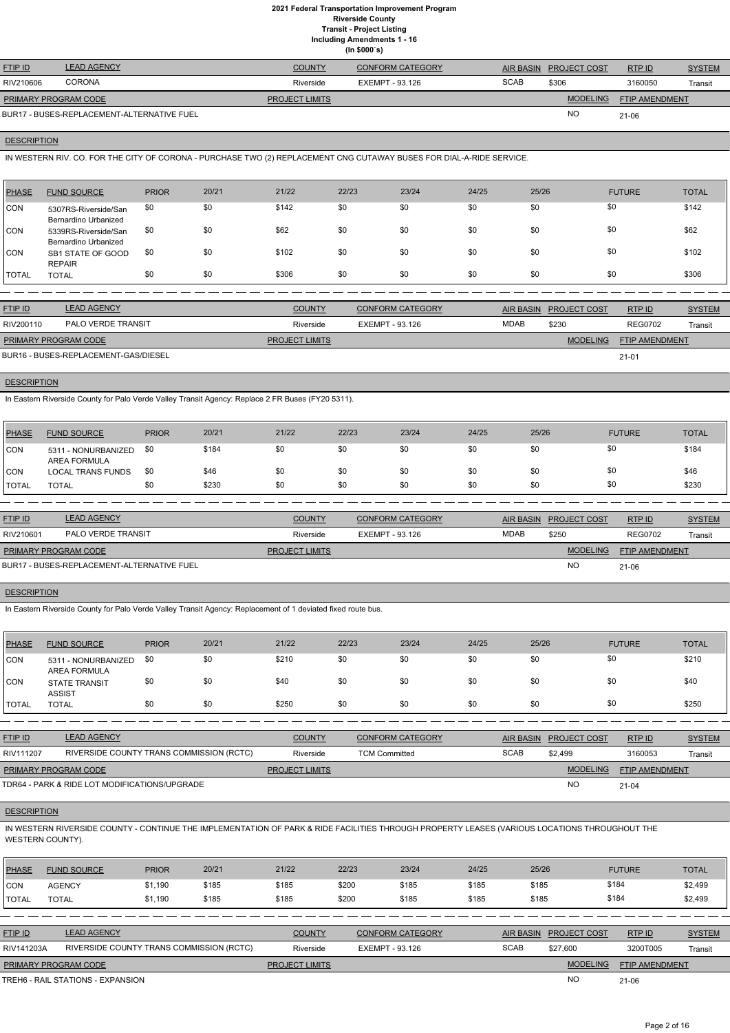# 2021 Federal Transportation Improvement Program
## Riverside County
### Transit - Project Listing
### Including Amendments 1 - 16
### (In $000`s)

| FTIP ID | LEAD AGENCY | COUNTY | CONFORM CATEGORY | AIR BASIN | PROJECT COST | RTP ID | SYSTEM |
|---|---|---|---|---|---|---|---|
| RIV210606 | CORONA | Riverside | EXEMPT - 93.126 | SCAB | $306 | 3160050 | Transit |

| PRIMARY PROGRAM CODE | PROJECT LIMITS | MODELING | FTIP AMENDMENT |
|---|---|---|---|
| BUR17 - BUSES-REPLACEMENT-ALTERNATIVE FUEL | | NO | 21-06 |

**DESCRIPTION**

IN WESTERN RIV. CO. FOR THE CITY OF CORONA - PURCHASE TWO (2) REPLACEMENT CNG CUTAWAY BUSES FOR DIAL-A-RIDE SERVICE.

| PHASE | FUND SOURCE | PRIOR | 20/21 | 21/22 | 22/23 | 23/24 | 24/25 | 25/26 | FUTURE | TOTAL |
|---|---|---|---|---|---|---|---|---|---|---|
| CON | 5307RS-Riverside/San Bernardino Urbanized | $0 | $0 | $142 | $0 | $0 | $0 | $0 | $0 | $142 |
| CON | 5339RS-Riverside/San Bernardino Urbanized | $0 | $0 | $62 | $0 | $0 | $0 | $0 | $0 | $62 |
| CON | SB1 STATE OF GOOD REPAIR | $0 | $0 | $102 | $0 | $0 | $0 | $0 | $0 | $102 |
| TOTAL | TOTAL | $0 | $0 | $306 | $0 | $0 | $0 | $0 | $0 | $306 |

| FTIP ID | LEAD AGENCY | COUNTY | CONFORM CATEGORY | AIR BASIN | PROJECT COST | RTP ID | SYSTEM |
|---|---|---|---|---|---|---|---|
| RIV200110 | PALO VERDE TRANSIT | Riverside | EXEMPT - 93.126 | MDAB | $230 | REG0702 | Transit |

| PRIMARY PROGRAM CODE | PROJECT LIMITS | MODELING | FTIP AMENDMENT |
|---|---|---|---|
| BUR16 - BUSES-REPLACEMENT-GAS/DIESEL | | | 21-01 |

**DESCRIPTION**

In Eastern Riverside County for Palo Verde Valley Transit Agency: Replace 2 FR Buses (FY20 5311).

| PHASE | FUND SOURCE | PRIOR | 20/21 | 21/22 | 22/23 | 23/24 | 24/25 | 25/26 | FUTURE | TOTAL |
|---|---|---|---|---|---|---|---|---|---|---|
| CON | 5311 - NONURBANIZED AREA FORMULA | $0 | $184 | $0 | $0 | $0 | $0 | $0 | $0 | $184 |
| CON | LOCAL TRANS FUNDS | $0 | $46 | $0 | $0 | $0 | $0 | $0 | $0 | $46 |
| TOTAL | TOTAL | $0 | $230 | $0 | $0 | $0 | $0 | $0 | $0 | $230 |

| FTIP ID | LEAD AGENCY | COUNTY | CONFORM CATEGORY | AIR BASIN | PROJECT COST | RTP ID | SYSTEM |
|---|---|---|---|---|---|---|---|
| RIV210601 | PALO VERDE TRANSIT | Riverside | EXEMPT - 93.126 | MDAB | $250 | REG0702 | Transit |

| PRIMARY PROGRAM CODE | PROJECT LIMITS | MODELING | FTIP AMENDMENT |
|---|---|---|---|
| BUR17 - BUSES-REPLACEMENT-ALTERNATIVE FUEL | | NO | 21-06 |

**DESCRIPTION**

In Eastern Riverside County for Palo Verde Valley Transit Agency: Replacement of 1 deviated fixed route bus.

| PHASE | FUND SOURCE | PRIOR | 20/21 | 21/22 | 22/23 | 23/24 | 24/25 | 25/26 | FUTURE | TOTAL |
|---|---|---|---|---|---|---|---|---|---|---|
| CON | 5311 - NONURBANIZED AREA FORMULA | $0 | $0 | $210 | $0 | $0 | $0 | $0 | $0 | $210 |
| CON | STATE TRANSIT ASSIST | $0 | $0 | $40 | $0 | $0 | $0 | $0 | $0 | $40 |
| TOTAL | TOTAL | $0 | $0 | $250 | $0 | $0 | $0 | $0 | $0 | $250 |

| FTIP ID | LEAD AGENCY | COUNTY | CONFORM CATEGORY | AIR BASIN | PROJECT COST | RTP ID | SYSTEM |
|---|---|---|---|---|---|---|---|
| RIV111207 | RIVERSIDE COUNTY TRANS COMMISSION (RCTC) | Riverside | TCM Committed | SCAB | $2,499 | 3160053 | Transit |

| PRIMARY PROGRAM CODE | PROJECT LIMITS | MODELING | FTIP AMENDMENT |
|---|---|---|---|
| TDR64 - PARK & RIDE LOT MODIFICATIONS/UPGRADE | | NO | 21-04 |

**DESCRIPTION**

IN WESTERN RIVERSIDE COUNTY - CONTINUE THE IMPLEMENTATION OF PARK & RIDE FACILITIES THROUGH PROPERTY LEASES (VARIOUS LOCATIONS THROUGHOUT THE WESTERN COUNTY).

| PHASE | FUND SOURCE | PRIOR | 20/21 | 21/22 | 22/23 | 23/24 | 24/25 | 25/26 | FUTURE | TOTAL |
|---|---|---|---|---|---|---|---|---|---|---|
| CON | AGENCY | $1,190 | $185 | $185 | $200 | $185 | $185 | $185 | $184 | $2,499 |
| TOTAL | TOTAL | $1,190 | $185 | $185 | $200 | $185 | $185 | $185 | $184 | $2,499 |

| FTIP ID | LEAD AGENCY | COUNTY | CONFORM CATEGORY | AIR BASIN | PROJECT COST | RTP ID | SYSTEM |
|---|---|---|---|---|---|---|---|
| RIV141203A | RIVERSIDE COUNTY TRANS COMMISSION (RCTC) | Riverside | EXEMPT - 93.126 | SCAB | $27,600 | 3200T005 | Transit |

| PRIMARY PROGRAM CODE | PROJECT LIMITS | MODELING | FTIP AMENDMENT |
|---|---|---|---|
| TREH6 - RAIL STATIONS - EXPANSION | | NO | 21-06 |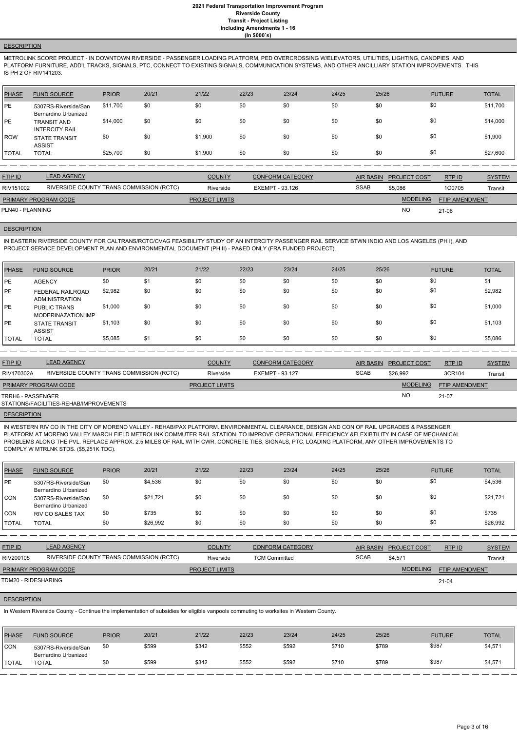### DESCRIPTION

METROLINK SCORE PROJECT - IN DOWNTOWN RIVERSIDE - PASSENGER LOADING PLATFORM, PED OVERCROSSING W/ELEVATORS, UTILITIES, LIGHTING, CANOPIES, AND PLATFORM FURNITURE, ADD'L TRACKS, SIGNALS, PTC, CONNECT TO EXISTING SIGNALS, COMMUNICATION SYSTEMS, AND OTHER ANCILLIARY STATION IMPROVEMENTS. THIS IS PH 2 OF RIV141203.

| PHASE | FUND SOURCE | PRIOR | 20/21 | 21/22 | 22/23 | 23/24 | 24/25 | 25/26 | FUTURE | TOTAL |
|---|---|---|---|---|---|---|---|---|---|---|
| PE | 5307RS-Riverside/San Bernardino Urbanized | $11,700 | $0 | $0 | $0 | $0 | $0 | $0 | $0 | $11,700 |
| PE | TRANSIT AND INTERCITY RAIL | $14,000 | $0 | $0 | $0 | $0 | $0 | $0 | $0 | $14,000 |
| ROW | STATE TRANSIT ASSIST | $0 | $0 | $1,900 | $0 | $0 | $0 | $0 | $0 | $1,900 |
| TOTAL | TOTAL | $25,700 | $0 | $1,900 | $0 | $0 | $0 | $0 | $0 | $27,600 |

| FTIP ID | LEAD AGENCY | COUNTY | CONFORM CATEGORY | AIR BASIN | PROJECT COST | RTP ID | SYSTEM |
|---|---|---|---|---|---|---|---|
| RIV151002 | RIVERSIDE COUNTY TRANS COMMISSION (RCTC) | Riverside | EXEMPT - 93.126 | SSAB | $5,086 | 1O0705 | Transit |

| PRIMARY PROGRAM CODE | PROJECT LIMITS | MODELING | FTIP AMENDMENT |
|---|---|---|---|
| PLN40 - PLANNING | | NO | 21-06 |

### DESCRIPTION

IN EASTERN RIVERSIDE COUNTY FOR CALTRANS/RCTC/CVAG FEASIBILITY STUDY OF AN INTERCITY PASSENGER RAIL SERVICE BTWN INDIO AND LOS ANGELES (PH I), AND PROJECT SERVICE DEVELOPMENT PLAN AND ENVIRONMENTAL DOCUMENT (PH II) - PA&ED ONLY (FRA FUNDED PROJECT).

| PHASE | FUND SOURCE | PRIOR | 20/21 | 21/22 | 22/23 | 23/24 | 24/25 | 25/26 | FUTURE | TOTAL |
|---|---|---|---|---|---|---|---|---|---|---|
| PE | AGENCY | $0 | $1 | $0 | $0 | $0 | $0 | $0 | $0 | $1 |
| PE | FEDERAL RAILROAD ADMINISTRATION | $2,982 | $0 | $0 | $0 | $0 | $0 | $0 | $0 | $2,982 |
| PE | PUBLIC TRANS MODERINAZATION IMP | $1,000 | $0 | $0 | $0 | $0 | $0 | $0 | $0 | $1,000 |
| PE | STATE TRANSIT ASSIST | $1,103 | $0 | $0 | $0 | $0 | $0 | $0 | $0 | $1,103 |
| TOTAL | TOTAL | $5,085 | $1 | $0 | $0 | $0 | $0 | $0 | $0 | $5,086 |

| FTIP ID | LEAD AGENCY | COUNTY | CONFORM CATEGORY | AIR BASIN | PROJECT COST | RTP ID | SYSTEM |
|---|---|---|---|---|---|---|---|
| RIV170302A | RIVERSIDE COUNTY TRANS COMMISSION (RCTC) | Riverside | EXEMPT - 93.127 | SCAB | $26,992 | 3CR104 | Transit |

| PRIMARY PROGRAM CODE | PROJECT LIMITS | MODELING | FTIP AMENDMENT |
|---|---|---|---|
| TRRH6 - PASSENGER STATIONS/FACILITIES-REHAB/IMPROVEMENTS | | NO | 21-07 |

### DESCRIPTION

IN WESTERN RIV CO IN THE CITY OF MORENO VALLEY - REHAB/PAX PLATFORM. ENVIRONMENTAL CLEARANCE, DESIGN AND CON OF RAIL UPGRADES & PASSENGER PLATFORM AT MORENO VALLEY MARCH FIELD METROLINK COMMUTER RAIL STATION. TO IMPROVE OPERATIONAL EFFICIENCY &FLEXIBTILITY IN CASE OF MECHANICAL PROBLEMS ALONG THE PVL. REPLACE APPROX. 2.5 MILES OF RAIL WITH CWR, CONCRETE TIES, SIGNALS, PTC, LOADING PLATFORM, ANY OTHER IMPROVEMENTS TO COMPLY W MTRLNK STDS. ($5,251K TDC).

| PHASE | FUND SOURCE | PRIOR | 20/21 | 21/22 | 22/23 | 23/24 | 24/25 | 25/26 | FUTURE | TOTAL |
|---|---|---|---|---|---|---|---|---|---|---|
| PE | 5307RS-Riverside/San Bernardino Urbanized | $0 | $4,536 | $0 | $0 | $0 | $0 | $0 | $0 | $4,536 |
| CON | 5307RS-Riverside/San Bernardino Urbanized | $0 | $21,721 | $0 | $0 | $0 | $0 | $0 | $0 | $21,721 |
| CON | RIV CO SALES TAX | $0 | $735 | $0 | $0 | $0 | $0 | $0 | $0 | $735 |
| TOTAL | TOTAL | $0 | $26,992 | $0 | $0 | $0 | $0 | $0 | $0 | $26,992 |

| FTIP ID | LEAD AGENCY | COUNTY | CONFORM CATEGORY | AIR BASIN | PROJECT COST | RTP ID | SYSTEM |
|---|---|---|---|---|---|---|---|
| RIV200105 | RIVERSIDE COUNTY TRANS COMMISSION (RCTC) | Riverside | TCM Committed | SCAB | $4,571 | | Transit |

| PRIMARY PROGRAM CODE | PROJECT LIMITS | MODELING | FTIP AMENDMENT |
|---|---|---|---|
| TDM20 - RIDESHARING | | | 21-04 |

### DESCRIPTION

In Western Riverside County - Continue the implementation of subsidies for eligible vanpools commuting to worksites in Western County.

| PHASE | FUND SOURCE | PRIOR | 20/21 | 21/22 | 22/23 | 23/24 | 24/25 | 25/26 | FUTURE | TOTAL |
|---|---|---|---|---|---|---|---|---|---|---|
| CON | 5307RS-Riverside/San Bernardino Urbanized | $0 | $599 | $342 | $552 | $592 | $710 | $789 | $987 | $4,571 |
| TOTAL | TOTAL | $0 | $599 | $342 | $552 | $592 | $710 | $789 | $987 | $4,571 |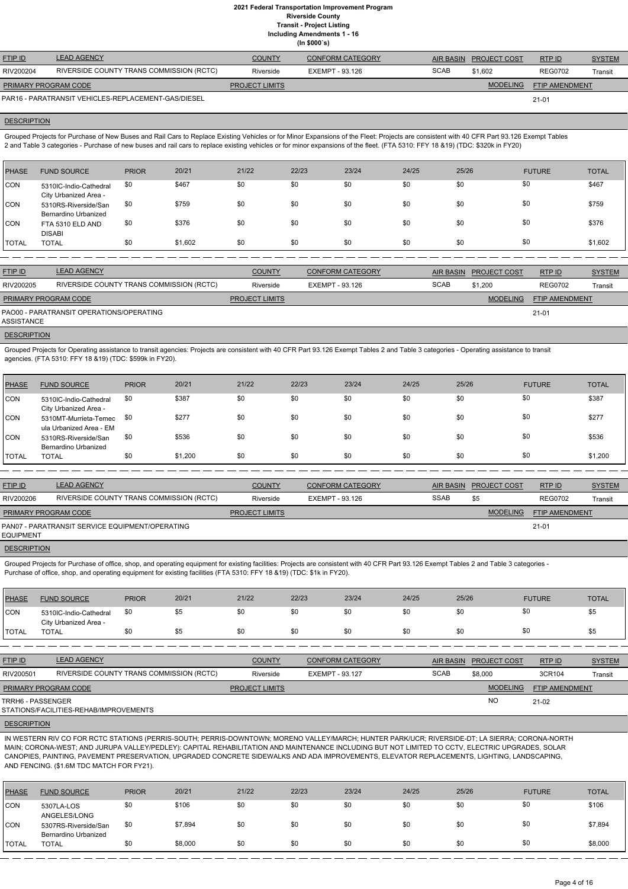# 2021 Federal Transportation Improvement Program
## Riverside County
### Transit - Project Listing
### Including Amendments 1 - 16
### (In $000`s)

| FTIP ID | LEAD AGENCY | COUNTY | CONFORM CATEGORY | AIR BASIN | PROJECT COST | RTP ID | SYSTEM |
|---|---|---|---|---|---|---|---|
| RIV200204 | RIVERSIDE COUNTY TRANS COMMISSION (RCTC) | Riverside | EXEMPT - 93.126 | SCAB | $1,602 | REG0702 | Transit |

| PRIMARY PROGRAM CODE | PROJECT LIMITS | MODELING | FTIP AMENDMENT |
|---|---|---|---|
| PAR16 - PARATRANSIT VEHICLES-REPLACEMENT-GAS/DIESEL | | | 21-01 |

**DESCRIPTION**

Grouped Projects for Purchase of New Buses and Rail Cars to Replace Existing Vehicles or for Minor Expansions of the Fleet: Projects are consistent with 40 CFR Part 93.126 Exempt Tables 2 and Table 3 categories - Purchase of new buses and rail cars to replace existing vehicles or for minor expansions of the fleet. (FTA 5310: FFY 18 &19) (TDC: $320k in FY20)

| PHASE | FUND SOURCE | PRIOR | 20/21 | 21/22 | 22/23 | 23/24 | 24/25 | 25/26 | FUTURE | TOTAL |
|---|---|---|---|---|---|---|---|---|---|---|
| CON | 5310IC-Indio-Cathedral City Urbanized Area - | $0 | $467 | $0 | $0 | $0 | $0 | $0 | $0 | $467 |
| CON | 5310RS-Riverside/San Bernardino Urbanized | $0 | $759 | $0 | $0 | $0 | $0 | $0 | $0 | $759 |
| CON | FTA 5310 ELD AND DISABI | $0 | $376 | $0 | $0 | $0 | $0 | $0 | $0 | $376 |
| TOTAL | TOTAL | $0 | $1,602 | $0 | $0 | $0 | $0 | $0 | $0 | $1,602 |

| FTIP ID | LEAD AGENCY | COUNTY | CONFORM CATEGORY | AIR BASIN | PROJECT COST | RTP ID | SYSTEM |
|---|---|---|---|---|---|---|---|
| RIV200205 | RIVERSIDE COUNTY TRANS COMMISSION (RCTC) | Riverside | EXEMPT - 93.126 | SCAB | $1,200 | REG0702 | Transit |

| PRIMARY PROGRAM CODE | PROJECT LIMITS | MODELING | FTIP AMENDMENT |
|---|---|---|---|
| PAO00 - PARATRANSIT OPERATIONS/OPERATING ASSISTANCE | | | 21-01 |

**DESCRIPTION**

Grouped Projects for Operating assistance to transit agencies: Projects are consistent with 40 CFR Part 93.126 Exempt Tables 2 and Table 3 categories - Operating assistance to transit agencies. (FTA 5310: FFY 18 &19) (TDC: $599k in FY20).

| PHASE | FUND SOURCE | PRIOR | 20/21 | 21/22 | 22/23 | 23/24 | 24/25 | 25/26 | FUTURE | TOTAL |
|---|---|---|---|---|---|---|---|---|---|---|
| CON | 5310IC-Indio-Cathedral City Urbanized Area - | $0 | $387 | $0 | $0 | $0 | $0 | $0 | $0 | $387 |
| CON | 5310MT-Murrieta-Temec ula Urbanized Area - EM | $0 | $277 | $0 | $0 | $0 | $0 | $0 | $0 | $277 |
| CON | 5310RS-Riverside/San Bernardino Urbanized | $0 | $536 | $0 | $0 | $0 | $0 | $0 | $0 | $536 |
| TOTAL | TOTAL | $0 | $1,200 | $0 | $0 | $0 | $0 | $0 | $0 | $1,200 |

| FTIP ID | LEAD AGENCY | COUNTY | CONFORM CATEGORY | AIR BASIN | PROJECT COST | RTP ID | SYSTEM |
|---|---|---|---|---|---|---|---|
| RIV200206 | RIVERSIDE COUNTY TRANS COMMISSION (RCTC) | Riverside | EXEMPT - 93.126 | SSAB | $5 | REG0702 | Transit |

| PRIMARY PROGRAM CODE | PROJECT LIMITS | MODELING | FTIP AMENDMENT |
|---|---|---|---|
| PAN07 - PARATRANSIT SERVICE EQUIPMENT/OPERATING EQUIPMENT | | | 21-01 |

**DESCRIPTION**

Grouped Projects for Purchase of office, shop, and operating equipment for existing facilities: Projects are consistent with 40 CFR Part 93.126 Exempt Tables 2 and Table 3 categories - Purchase of office, shop, and operating equipment for existing facilities (FTA 5310: FFY 18 &19) (TDC: $1k in FY20).

| PHASE | FUND SOURCE | PRIOR | 20/21 | 21/22 | 22/23 | 23/24 | 24/25 | 25/26 | FUTURE | TOTAL |
|---|---|---|---|---|---|---|---|---|---|---|
| CON | 5310IC-Indio-Cathedral City Urbanized Area - | $0 | $5 | $0 | $0 | $0 | $0 | $0 | $0 | $5 |
| TOTAL | TOTAL | $0 | $5 | $0 | $0 | $0 | $0 | $0 | $0 | $5 |

| FTIP ID | LEAD AGENCY | COUNTY | CONFORM CATEGORY | AIR BASIN | PROJECT COST | RTP ID | SYSTEM |
|---|---|---|---|---|---|---|---|
| RIV200501 | RIVERSIDE COUNTY TRANS COMMISSION (RCTC) | Riverside | EXEMPT - 93.127 | SCAB | $8,000 | 3CR104 | Transit |

| PRIMARY PROGRAM CODE | PROJECT LIMITS | MODELING | FTIP AMENDMENT |
|---|---|---|---|
| TRRH6 - PASSENGER STATIONS/FACILITIES-REHAB/IMPROVEMENTS | | NO | 21-02 |

**DESCRIPTION**

IN WESTERN RIV CO FOR RCTC STATIONS (PERRIS-SOUTH; PERRIS-DOWNTOWN; MORENO VALLEY/MARCH; HUNTER PARK/UCR; RIVERSIDE-DT; LA SIERRA; CORONA-NORTH MAIN; CORONA-WEST; AND JURUPA VALLEY/PEDLEY): CAPITAL REHABILITATION AND MAINTENANCE INCLUDING BUT NOT LIMITED TO CCTV, ELECTRIC UPGRADES, SOLAR CANOPIES, PAINTING, PAVEMENT PRESERVATION, UPGRADED CONCRETE SIDEWALKS AND ADA IMPROVEMENTS, ELEVATOR REPLACEMENTS, LIGHTING, LANDSCAPING, AND FENCING. ($1.6M TDC MATCH FOR FY21).

| PHASE | FUND SOURCE | PRIOR | 20/21 | 21/22 | 22/23 | 23/24 | 24/25 | 25/26 | FUTURE | TOTAL |
|---|---|---|---|---|---|---|---|---|---|---|
| CON | 5307LA-LOS ANGELES/LONG | $0 | $106 | $0 | $0 | $0 | $0 | $0 | $0 | $106 |
| CON | 5307RS-Riverside/San Bernardino Urbanized | $0 | $7,894 | $0 | $0 | $0 | $0 | $0 | $0 | $7,894 |
| TOTAL | TOTAL | $0 | $8,000 | $0 | $0 | $0 | $0 | $0 | $0 | $8,000 |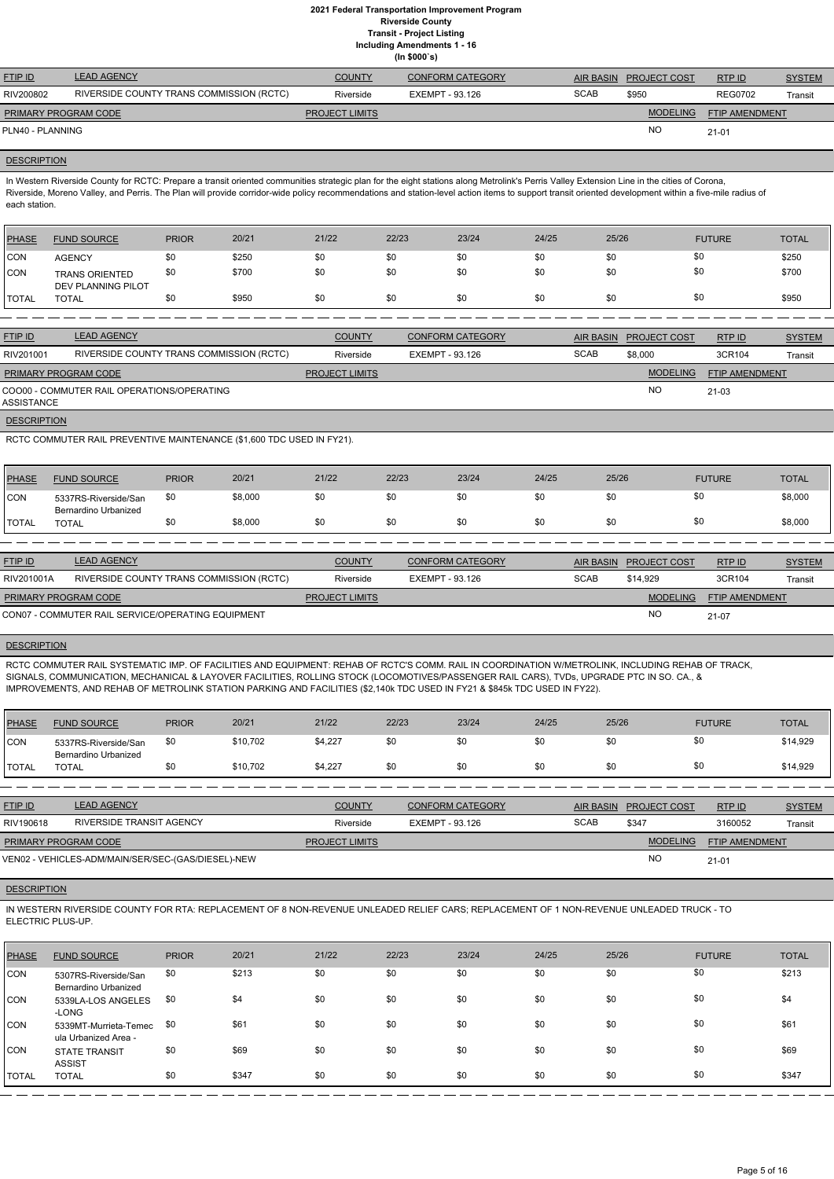# 2021 Federal Transportation Improvement Program
## Riverside County
### Transit - Project Listing
### Including Amendments 1 - 16
### (In $000`s)

| FTIP ID | LEAD AGENCY | COUNTY | CONFORM CATEGORY | AIR BASIN | PROJECT COST | RTP ID | SYSTEM |
|---|---|---|---|---|---|---|---|
| RIV200802 | RIVERSIDE COUNTY TRANS COMMISSION (RCTC) | Riverside | EXEMPT - 93.126 | SCAB | $950 | REG0702 | Transit |

| PRIMARY PROGRAM CODE | PROJECT LIMITS | MODELING | FTIP AMENDMENT |
|---|---|---|---|
| PLN40 - PLANNING | | NO | 21-01 |

**DESCRIPTION**

In Western Riverside County for RCTC: Prepare a transit oriented communities strategic plan for the eight stations along Metrolink's Perris Valley Extension Line in the cities of Corona, Riverside, Moreno Valley, and Perris. The Plan will provide corridor-wide policy recommendations and station-level action items to support transit oriented development within a five-mile radius of each station.

| PHASE | FUND SOURCE | PRIOR | 20/21 | 21/22 | 22/23 | 23/24 | 24/25 | 25/26 | FUTURE | TOTAL |
|---|---|---|---|---|---|---|---|---|---|---|
| CON | AGENCY | $0 | $250 | $0 | $0 | $0 | $0 | $0 | $0 | $250 |
| CON | TRANS ORIENTED DEV PLANNING PILOT | $0 | $700 | $0 | $0 | $0 | $0 | $0 | $0 | $700 |
| TOTAL | TOTAL | $0 | $950 | $0 | $0 | $0 | $0 | $0 | $0 | $950 |

| FTIP ID | LEAD AGENCY | COUNTY | CONFORM CATEGORY | AIR BASIN | PROJECT COST | RTP ID | SYSTEM |
|---|---|---|---|---|---|---|---|
| RIV201001 | RIVERSIDE COUNTY TRANS COMMISSION (RCTC) | Riverside | EXEMPT - 93.126 | SCAB | $8,000 | 3CR104 | Transit |

| PRIMARY PROGRAM CODE | PROJECT LIMITS | MODELING | FTIP AMENDMENT |
|---|---|---|---|
| COO00 - COMMUTER RAIL OPERATIONS/OPERATING ASSISTANCE | | NO | 21-03 |

**DESCRIPTION**

RCTC COMMUTER RAIL PREVENTIVE MAINTENANCE ($1,600 TDC USED IN FY21).

| PHASE | FUND SOURCE | PRIOR | 20/21 | 21/22 | 22/23 | 23/24 | 24/25 | 25/26 | FUTURE | TOTAL |
|---|---|---|---|---|---|---|---|---|---|---|
| CON | 5337RS-Riverside/San Bernardino Urbanized | $0 | $8,000 | $0 | $0 | $0 | $0 | $0 | $0 | $8,000 |
| TOTAL | TOTAL | $0 | $8,000 | $0 | $0 | $0 | $0 | $0 | $0 | $8,000 |

| FTIP ID | LEAD AGENCY | COUNTY | CONFORM CATEGORY | AIR BASIN | PROJECT COST | RTP ID | SYSTEM |
|---|---|---|---|---|---|---|---|
| RIV201001A | RIVERSIDE COUNTY TRANS COMMISSION (RCTC) | Riverside | EXEMPT - 93.126 | SCAB | $14,929 | 3CR104 | Transit |

| PRIMARY PROGRAM CODE | PROJECT LIMITS | MODELING | FTIP AMENDMENT |
|---|---|---|---|
| CON07 - COMMUTER RAIL SERVICE/OPERATING EQUIPMENT | | NO | 21-07 |

**DESCRIPTION**

RCTC COMMUTER RAIL SYSTEMATIC IMP. OF FACILITIES AND EQUIPMENT: REHAB OF RCTC'S COMM. RAIL IN COORDINATION W/METROLINK, INCLUDING REHAB OF TRACK, SIGNALS, COMMUNICATION, MECHANICAL & LAYOVER FACILITIES, ROLLING STOCK (LOCOMOTIVES/PASSENGER RAIL CARS), TVDs, UPGRADE PTC IN SO. CA., & IMPROVEMENTS, AND REHAB OF METROLINK STATION PARKING AND FACILITIES ($2,140k TDC USED IN FY21 & $845k TDC USED IN FY22).

| PHASE | FUND SOURCE | PRIOR | 20/21 | 21/22 | 22/23 | 23/24 | 24/25 | 25/26 | FUTURE | TOTAL |
|---|---|---|---|---|---|---|---|---|---|---|
| CON | 5337RS-Riverside/San Bernardino Urbanized | $0 | $10,702 | $4,227 | $0 | $0 | $0 | $0 | $0 | $14,929 |
| TOTAL | TOTAL | $0 | $10,702 | $4,227 | $0 | $0 | $0 | $0 | $0 | $14,929 |

| FTIP ID | LEAD AGENCY | COUNTY | CONFORM CATEGORY | AIR BASIN | PROJECT COST | RTP ID | SYSTEM |
|---|---|---|---|---|---|---|---|
| RIV190618 | RIVERSIDE TRANSIT AGENCY | Riverside | EXEMPT - 93.126 | SCAB | $347 | 3160052 | Transit |

| PRIMARY PROGRAM CODE | PROJECT LIMITS | MODELING | FTIP AMENDMENT |
|---|---|---|---|
| VEN02 - VEHICLES-ADM/MAIN/SER/SEC-(GAS/DIESEL)-NEW | | NO | 21-01 |

**DESCRIPTION**

IN WESTERN RIVERSIDE COUNTY FOR RTA: REPLACEMENT OF 8 NON-REVENUE UNLEADED RELIEF CARS; REPLACEMENT OF 1 NON-REVENUE UNLEADED TRUCK - TO ELECTRIC PLUS-UP.

| PHASE | FUND SOURCE | PRIOR | 20/21 | 21/22 | 22/23 | 23/24 | 24/25 | 25/26 | FUTURE | TOTAL |
|---|---|---|---|---|---|---|---|---|---|---|
| CON | 5307RS-Riverside/San Bernardino Urbanized | $0 | $213 | $0 | $0 | $0 | $0 | $0 | $0 | $213 |
| CON | 5339LA-LOS ANGELES -LONG | $0 | $4 | $0 | $0 | $0 | $0 | $0 | $0 | $4 |
| CON | 5339MT-Murrieta-Temecula Urbanized Area - | $0 | $61 | $0 | $0 | $0 | $0 | $0 | $0 | $61 |
| CON | STATE TRANSIT ASSIST | $0 | $69 | $0 | $0 | $0 | $0 | $0 | $0 | $69 |
| TOTAL | TOTAL | $0 | $347 | $0 | $0 | $0 | $0 | $0 | $0 | $347 |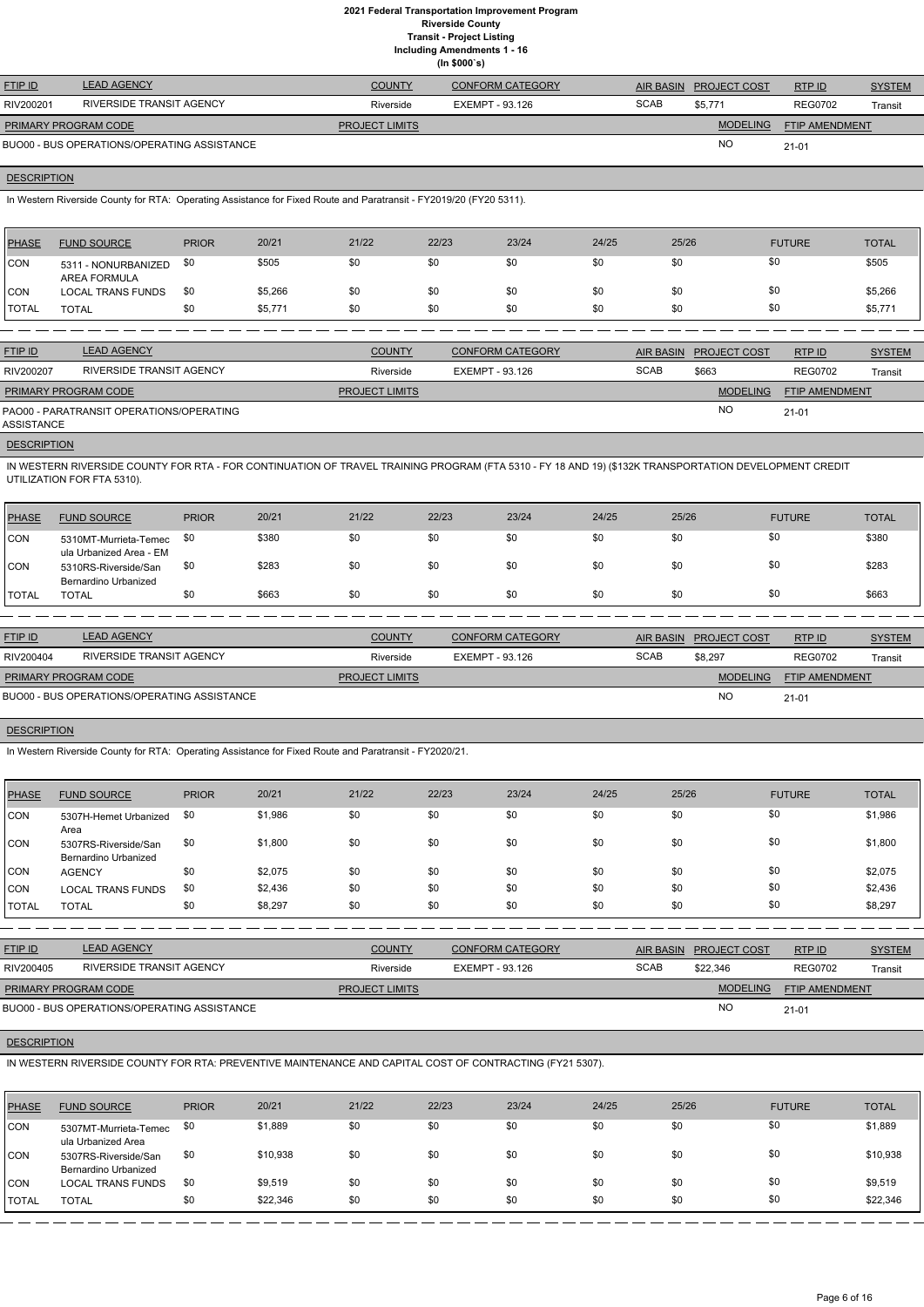# 2021 Federal Transportation Improvement Program
## Riverside County
## Transit - Project Listing
## Including Amendments 1 - 16
## (In $000`s)

| FTIP ID | LEAD AGENCY | COUNTY | CONFORM CATEGORY | AIR BASIN | PROJECT COST | RTP ID | SYSTEM |
|---|---|---|---|---|---|---|---|
| RIV200201 | RIVERSIDE TRANSIT AGENCY | Riverside | EXEMPT - 93.126 | SCAB | $5,771 | REG0702 | Transit |

| PRIMARY PROGRAM CODE | PROJECT LIMITS | MODELING | FTIP AMENDMENT |
|---|---|---|---|
| BUO00 - BUS OPERATIONS/OPERATING ASSISTANCE | | NO | 21-01 |

**DESCRIPTION**

In Western Riverside County for RTA: Operating Assistance for Fixed Route and Paratransit - FY2019/20 (FY20 5311).

| PHASE | FUND SOURCE | PRIOR | 20/21 | 21/22 | 22/23 | 23/24 | 24/25 | 25/26 | FUTURE | TOTAL |
|---|---|---|---|---|---|---|---|---|---|---|
| CON | 5311 - NONURBANIZED AREA FORMULA | $0 | $505 | $0 | $0 | $0 | $0 | $0 | $0 | $505 |
| CON | LOCAL TRANS FUNDS | $0 | $5,266 | $0 | $0 | $0 | $0 | $0 | $0 | $5,266 |
| TOTAL | TOTAL | $0 | $5,771 | $0 | $0 | $0 | $0 | $0 | $0 | $5,771 |

| FTIP ID | LEAD AGENCY | COUNTY | CONFORM CATEGORY | AIR BASIN | PROJECT COST | RTP ID | SYSTEM |
|---|---|---|---|---|---|---|---|
| RIV200207 | RIVERSIDE TRANSIT AGENCY | Riverside | EXEMPT - 93.126 | SCAB | $663 | REG0702 | Transit |

| PRIMARY PROGRAM CODE | PROJECT LIMITS | MODELING | FTIP AMENDMENT |
|---|---|---|---|
| PAO00 - PARATRANSIT OPERATIONS/OPERATING ASSISTANCE | | NO | 21-01 |

**DESCRIPTION**

IN WESTERN RIVERSIDE COUNTY FOR RTA - FOR CONTINUATION OF TRAVEL TRAINING PROGRAM (FTA 5310 - FY 18 AND 19) ($132K TRANSPORTATION DEVELOPMENT CREDIT UTILIZATION FOR FTA 5310).

| PHASE | FUND SOURCE | PRIOR | 20/21 | 21/22 | 22/23 | 23/24 | 24/25 | 25/26 | FUTURE | TOTAL |
|---|---|---|---|---|---|---|---|---|---|---|
| CON | 5310MT-Murrieta-Temecula Urbanized Area - EM | $0 | $380 | $0 | $0 | $0 | $0 | $0 | $0 | $380 |
| CON | 5310RS-Riverside/San Bernardino Urbanized | $0 | $283 | $0 | $0 | $0 | $0 | $0 | $0 | $283 |
| TOTAL | TOTAL | $0 | $663 | $0 | $0 | $0 | $0 | $0 | $0 | $663 |

| FTIP ID | LEAD AGENCY | COUNTY | CONFORM CATEGORY | AIR BASIN | PROJECT COST | RTP ID | SYSTEM |
|---|---|---|---|---|---|---|---|
| RIV200404 | RIVERSIDE TRANSIT AGENCY | Riverside | EXEMPT - 93.126 | SCAB | $8,297 | REG0702 | Transit |

| PRIMARY PROGRAM CODE | PROJECT LIMITS | MODELING | FTIP AMENDMENT |
|---|---|---|---|
| BUO00 - BUS OPERATIONS/OPERATING ASSISTANCE | | NO | 21-01 |

**DESCRIPTION**

In Western Riverside County for RTA: Operating Assistance for Fixed Route and Paratransit - FY2020/21.

| PHASE | FUND SOURCE | PRIOR | 20/21 | 21/22 | 22/23 | 23/24 | 24/25 | 25/26 | FUTURE | TOTAL |
|---|---|---|---|---|---|---|---|---|---|---|
| CON | 5307H-Hemet Urbanized Area | $0 | $1,986 | $0 | $0 | $0 | $0 | $0 | $0 | $1,986 |
| CON | 5307RS-Riverside/San Bernardino Urbanized | $0 | $1,800 | $0 | $0 | $0 | $0 | $0 | $0 | $1,800 |
| CON | AGENCY | $0 | $2,075 | $0 | $0 | $0 | $0 | $0 | $0 | $2,075 |
| CON | LOCAL TRANS FUNDS | $0 | $2,436 | $0 | $0 | $0 | $0 | $0 | $0 | $2,436 |
| TOTAL | TOTAL | $0 | $8,297 | $0 | $0 | $0 | $0 | $0 | $0 | $8,297 |

| FTIP ID | LEAD AGENCY | COUNTY | CONFORM CATEGORY | AIR BASIN | PROJECT COST | RTP ID | SYSTEM |
|---|---|---|---|---|---|---|---|
| RIV200405 | RIVERSIDE TRANSIT AGENCY | Riverside | EXEMPT - 93.126 | SCAB | $22,346 | REG0702 | Transit |

| PRIMARY PROGRAM CODE | PROJECT LIMITS | MODELING | FTIP AMENDMENT |
|---|---|---|---|
| BUO00 - BUS OPERATIONS/OPERATING ASSISTANCE | | NO | 21-01 |

**DESCRIPTION**

IN WESTERN RIVERSIDE COUNTY FOR RTA: PREVENTIVE MAINTENANCE AND CAPITAL COST OF CONTRACTING (FY21 5307).

| PHASE | FUND SOURCE | PRIOR | 20/21 | 21/22 | 22/23 | 23/24 | 24/25 | 25/26 | FUTURE | TOTAL |
|---|---|---|---|---|---|---|---|---|---|---|
| CON | 5307MT-Murrieta-Temecula Urbanized Area | $0 | $1,889 | $0 | $0 | $0 | $0 | $0 | $0 | $1,889 |
| CON | 5307RS-Riverside/San Bernardino Urbanized | $0 | $10,938 | $0 | $0 | $0 | $0 | $0 | $0 | $10,938 |
| CON | LOCAL TRANS FUNDS | $0 | $9,519 | $0 | $0 | $0 | $0 | $0 | $0 | $9,519 |
| TOTAL | TOTAL | $0 | $22,346 | $0 | $0 | $0 | $0 | $0 | $0 | $22,346 |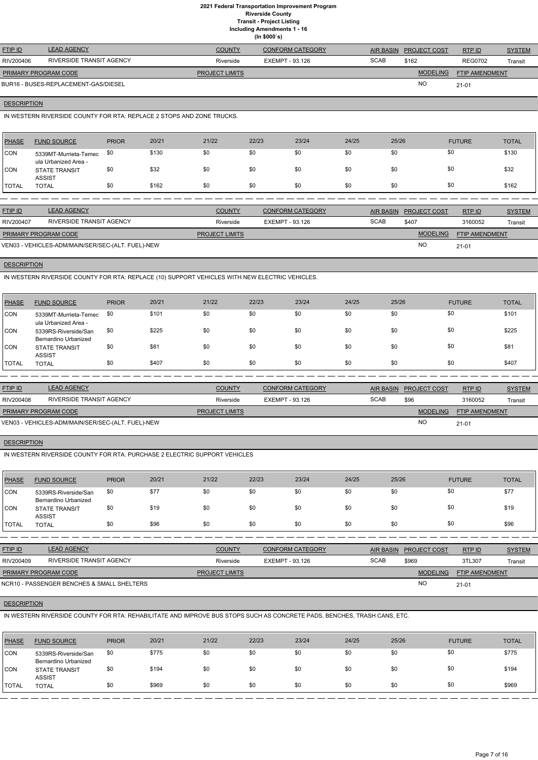# 2021 Federal Transportation Improvement Program
## Riverside County
### Transit - Project Listing
### Including Amendments 1 - 16
### (In $000`s)

| FTIP ID | LEAD AGENCY | COUNTY | CONFORM CATEGORY | AIR BASIN | PROJECT COST | RTP ID | SYSTEM |
|---|---|---|---|---|---|---|---|
| RIV200406 | RIVERSIDE TRANSIT AGENCY | Riverside | EXEMPT - 93.126 | SCAB | $162 | REG0702 | Transit |

| PRIMARY PROGRAM CODE | PROJECT LIMITS | MODELING | FTIP AMENDMENT |
|---|---|---|---|
| BUR16 - BUSES-REPLACEMENT-GAS/DIESEL | | NO | 21-01 |

**DESCRIPTION**

IN WESTERN RIVERSIDE COUNTY FOR RTA: REPLACE 2 STOPS AND ZONE TRUCKS.

| PHASE | FUND SOURCE | PRIOR | 20/21 | 21/22 | 22/23 | 23/24 | 24/25 | 25/26 | FUTURE | TOTAL |
|---|---|---|---|---|---|---|---|---|---|---|
| CON | 5339MT-Murrieta-Temecula Urbanized Area - | $0 | $130 | $0 | $0 | $0 | $0 | $0 | $0 | $130 |
| CON | STATE TRANSIT ASSIST | $0 | $32 | $0 | $0 | $0 | $0 | $0 | $0 | $32 |
| TOTAL | TOTAL | $0 | $162 | $0 | $0 | $0 | $0 | $0 | $0 | $162 |

| FTIP ID | LEAD AGENCY | COUNTY | CONFORM CATEGORY | AIR BASIN | PROJECT COST | RTP ID | SYSTEM |
|---|---|---|---|---|---|---|---|
| RIV200407 | RIVERSIDE TRANSIT AGENCY | Riverside | EXEMPT - 93.126 | SCAB | $407 | 3160052 | Transit |

| PRIMARY PROGRAM CODE | PROJECT LIMITS | MODELING | FTIP AMENDMENT |
|---|---|---|---|
| VEN03 - VEHICLES-ADM/MAIN/SER/SEC-(ALT. FUEL)-NEW | | NO | 21-01 |

**DESCRIPTION**

IN WESTERN RIVERSIDE COUNTY FOR RTA: REPLACE (10) SUPPORT VEHICLES WITH NEW ELECTRIC VEHICLES.

| PHASE | FUND SOURCE | PRIOR | 20/21 | 21/22 | 22/23 | 23/24 | 24/25 | 25/26 | FUTURE | TOTAL |
|---|---|---|---|---|---|---|---|---|---|---|
| CON | 5339MT-Murrieta-Temecula Urbanized Area - | $0 | $101 | $0 | $0 | $0 | $0 | $0 | $0 | $101 |
| CON | 5339RS-Riverside/San Bernardino Urbanized | $0 | $225 | $0 | $0 | $0 | $0 | $0 | $0 | $225 |
| CON | STATE TRANSIT ASSIST | $0 | $81 | $0 | $0 | $0 | $0 | $0 | $0 | $81 |
| TOTAL | TOTAL | $0 | $407 | $0 | $0 | $0 | $0 | $0 | $0 | $407 |

| FTIP ID | LEAD AGENCY | COUNTY | CONFORM CATEGORY | AIR BASIN | PROJECT COST | RTP ID | SYSTEM |
|---|---|---|---|---|---|---|---|
| RIV200408 | RIVERSIDE TRANSIT AGENCY | Riverside | EXEMPT - 93.126 | SCAB | $96 | 3160052 | Transit |

| PRIMARY PROGRAM CODE | PROJECT LIMITS | MODELING | FTIP AMENDMENT |
|---|---|---|---|
| VEN03 - VEHICLES-ADM/MAIN/SER/SEC-(ALT. FUEL)-NEW | | NO | 21-01 |

**DESCRIPTION**

IN WESTERN RIVERSIDE COUNTY FOR RTA: PURCHASE 2 ELECTRIC SUPPORT VEHICLES

| PHASE | FUND SOURCE | PRIOR | 20/21 | 21/22 | 22/23 | 23/24 | 24/25 | 25/26 | FUTURE | TOTAL |
|---|---|---|---|---|---|---|---|---|---|---|
| CON | 5339RS-Riverside/San Bernardino Urbanized | $0 | $77 | $0 | $0 | $0 | $0 | $0 | $0 | $77 |
| CON | STATE TRANSIT ASSIST | $0 | $19 | $0 | $0 | $0 | $0 | $0 | $0 | $19 |
| TOTAL | TOTAL | $0 | $96 | $0 | $0 | $0 | $0 | $0 | $0 | $96 |

| FTIP ID | LEAD AGENCY | COUNTY | CONFORM CATEGORY | AIR BASIN | PROJECT COST | RTP ID | SYSTEM |
|---|---|---|---|---|---|---|---|
| RIV200409 | RIVERSIDE TRANSIT AGENCY | Riverside | EXEMPT - 93.126 | SCAB | $969 | 3TL307 | Transit |

| PRIMARY PROGRAM CODE | PROJECT LIMITS | MODELING | FTIP AMENDMENT |
|---|---|---|---|
| NCR10 - PASSENGER BENCHES & SMALL SHELTERS | | NO | 21-01 |

**DESCRIPTION**

IN WESTERN RIVERSIDE COUNTY FOR RTA: REHABILITATE AND IMPROVE BUS STOPS SUCH AS CONCRETE PADS, BENCHES, TRASH CANS, ETC.

| PHASE | FUND SOURCE | PRIOR | 20/21 | 21/22 | 22/23 | 23/24 | 24/25 | 25/26 | FUTURE | TOTAL |
|---|---|---|---|---|---|---|---|---|---|---|
| CON | 5339RS-Riverside/San Bernardino Urbanized | $0 | $775 | $0 | $0 | $0 | $0 | $0 | $0 | $775 |
| CON | STATE TRANSIT ASSIST | $0 | $194 | $0 | $0 | $0 | $0 | $0 | $0 | $194 |
| TOTAL | TOTAL | $0 | $969 | $0 | $0 | $0 | $0 | $0 | $0 | $969 |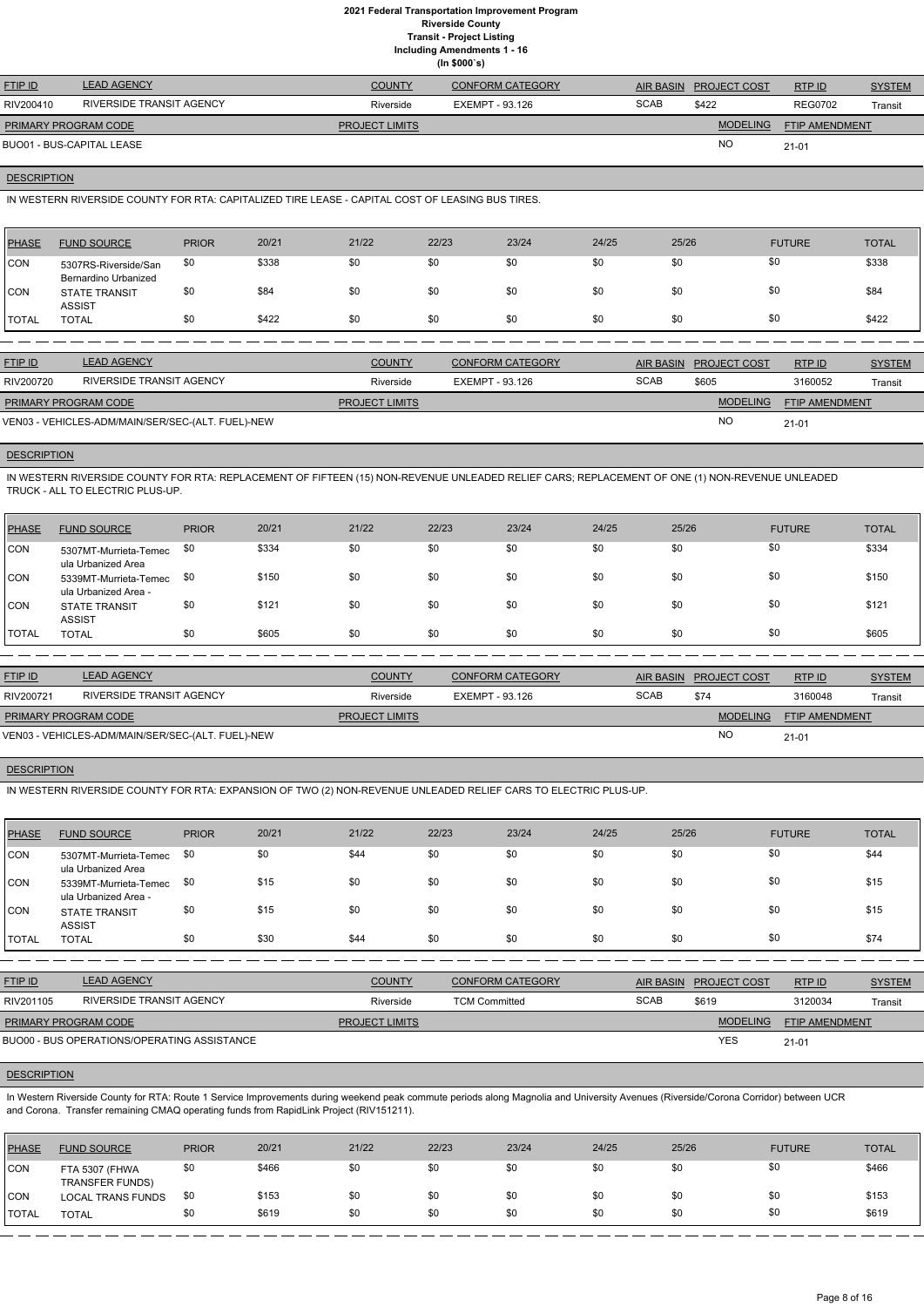# 2021 Federal Transportation Improvement Program
## Riverside County
### Transit - Project Listing
### Including Amendments 1 - 16
### (In $000`s)

| FTIP ID | LEAD AGENCY | COUNTY | CONFORM CATEGORY | AIR BASIN | PROJECT COST | RTP ID | SYSTEM |
|---|---|---|---|---|---|---|---|
| RIV200410 | RIVERSIDE TRANSIT AGENCY | Riverside | EXEMPT - 93.126 | SCAB | $422 | REG0702 | Transit |

| PRIMARY PROGRAM CODE | PROJECT LIMITS | MODELING | FTIP AMENDMENT |
|---|---|---|---|
| BUO01 - BUS-CAPITAL LEASE | | NO | 21-01 |

**DESCRIPTION**

IN WESTERN RIVERSIDE COUNTY FOR RTA: CAPITALIZED TIRE LEASE - CAPITAL COST OF LEASING BUS TIRES.

| PHASE | FUND SOURCE | PRIOR | 20/21 | 21/22 | 22/23 | 23/24 | 24/25 | 25/26 | FUTURE | TOTAL |
|---|---|---|---|---|---|---|---|---|---|---|
| CON | 5307RS-Riverside/San Bernardino Urbanized | $0 | $338 | $0 | $0 | $0 | $0 | $0 | $0 | $338 |
| CON | STATE TRANSIT ASSIST | $0 | $84 | $0 | $0 | $0 | $0 | $0 | $0 | $84 |
| TOTAL | TOTAL | $0 | $422 | $0 | $0 | $0 | $0 | $0 | $0 | $422 |

| FTIP ID | LEAD AGENCY | COUNTY | CONFORM CATEGORY | AIR BASIN | PROJECT COST | RTP ID | SYSTEM |
|---|---|---|---|---|---|---|---|
| RIV200720 | RIVERSIDE TRANSIT AGENCY | Riverside | EXEMPT - 93.126 | SCAB | $605 | 3160052 | Transit |

| PRIMARY PROGRAM CODE | PROJECT LIMITS | MODELING | FTIP AMENDMENT |
|---|---|---|---|
| VEN03 - VEHICLES-ADM/MAIN/SER/SEC-(ALT. FUEL)-NEW | | NO | 21-01 |

**DESCRIPTION**

IN WESTERN RIVERSIDE COUNTY FOR RTA: REPLACEMENT OF FIFTEEN (15) NON-REVENUE UNLEADED RELIEF CARS; REPLACEMENT OF ONE (1) NON-REVENUE UNLEADED TRUCK - ALL TO ELECTRIC PLUS-UP.

| PHASE | FUND SOURCE | PRIOR | 20/21 | 21/22 | 22/23 | 23/24 | 24/25 | 25/26 | FUTURE | TOTAL |
|---|---|---|---|---|---|---|---|---|---|---|
| CON | 5307MT-Murrieta-Temecula Urbanized Area | $0 | $334 | $0 | $0 | $0 | $0 | $0 | $0 | $334 |
| CON | 5339MT-Murrieta-Temecula Urbanized Area - | $0 | $150 | $0 | $0 | $0 | $0 | $0 | $0 | $150 |
| CON | STATE TRANSIT ASSIST | $0 | $121 | $0 | $0 | $0 | $0 | $0 | $0 | $121 |
| TOTAL | TOTAL | $0 | $605 | $0 | $0 | $0 | $0 | $0 | $0 | $605 |

| FTIP ID | LEAD AGENCY | COUNTY | CONFORM CATEGORY | AIR BASIN | PROJECT COST | RTP ID | SYSTEM |
|---|---|---|---|---|---|---|---|
| RIV200721 | RIVERSIDE TRANSIT AGENCY | Riverside | EXEMPT - 93.126 | SCAB | $74 | 3160048 | Transit |

| PRIMARY PROGRAM CODE | PROJECT LIMITS | MODELING | FTIP AMENDMENT |
|---|---|---|---|
| VEN03 - VEHICLES-ADM/MAIN/SER/SEC-(ALT. FUEL)-NEW | | NO | 21-01 |

**DESCRIPTION**

IN WESTERN RIVERSIDE COUNTY FOR RTA: EXPANSION OF TWO (2) NON-REVENUE UNLEADED RELIEF CARS TO ELECTRIC PLUS-UP.

| PHASE | FUND SOURCE | PRIOR | 20/21 | 21/22 | 22/23 | 23/24 | 24/25 | 25/26 | FUTURE | TOTAL |
|---|---|---|---|---|---|---|---|---|---|---|
| CON | 5307MT-Murrieta-Temecula Urbanized Area | $0 | $0 | $44 | $0 | $0 | $0 | $0 | $0 | $44 |
| CON | 5339MT-Murrieta-Temecula Urbanized Area - | $0 | $15 | $0 | $0 | $0 | $0 | $0 | $0 | $15 |
| CON | STATE TRANSIT ASSIST | $0 | $15 | $0 | $0 | $0 | $0 | $0 | $0 | $15 |
| TOTAL | TOTAL | $0 | $30 | $44 | $0 | $0 | $0 | $0 | $0 | $74 |

| FTIP ID | LEAD AGENCY | COUNTY | CONFORM CATEGORY | AIR BASIN | PROJECT COST | RTP ID | SYSTEM |
|---|---|---|---|---|---|---|---|
| RIV201105 | RIVERSIDE TRANSIT AGENCY | Riverside | TCM Committed | SCAB | $619 | 3120034 | Transit |

| PRIMARY PROGRAM CODE | PROJECT LIMITS | MODELING | FTIP AMENDMENT |
|---|---|---|---|
| BUO00 - BUS OPERATIONS/OPERATING ASSISTANCE | | YES | 21-01 |

**DESCRIPTION**

In Western Riverside County for RTA: Route 1 Service Improvements during weekend peak commute periods along Magnolia and University Avenues (Riverside/Corona Corridor) between UCR and Corona. Transfer remaining CMAQ operating funds from RapidLink Project (RIV151211).

| PHASE | FUND SOURCE | PRIOR | 20/21 | 21/22 | 22/23 | 23/24 | 24/25 | 25/26 | FUTURE | TOTAL |
|---|---|---|---|---|---|---|---|---|---|---|
| CON | FTA 5307 (FHWA TRANSFER FUNDS) | $0 | $466 | $0 | $0 | $0 | $0 | $0 | $0 | $466 |
| CON | LOCAL TRANS FUNDS | $0 | $153 | $0 | $0 | $0 | $0 | $0 | $0 | $153 |
| TOTAL | TOTAL | $0 | $619 | $0 | $0 | $0 | $0 | $0 | $0 | $619 |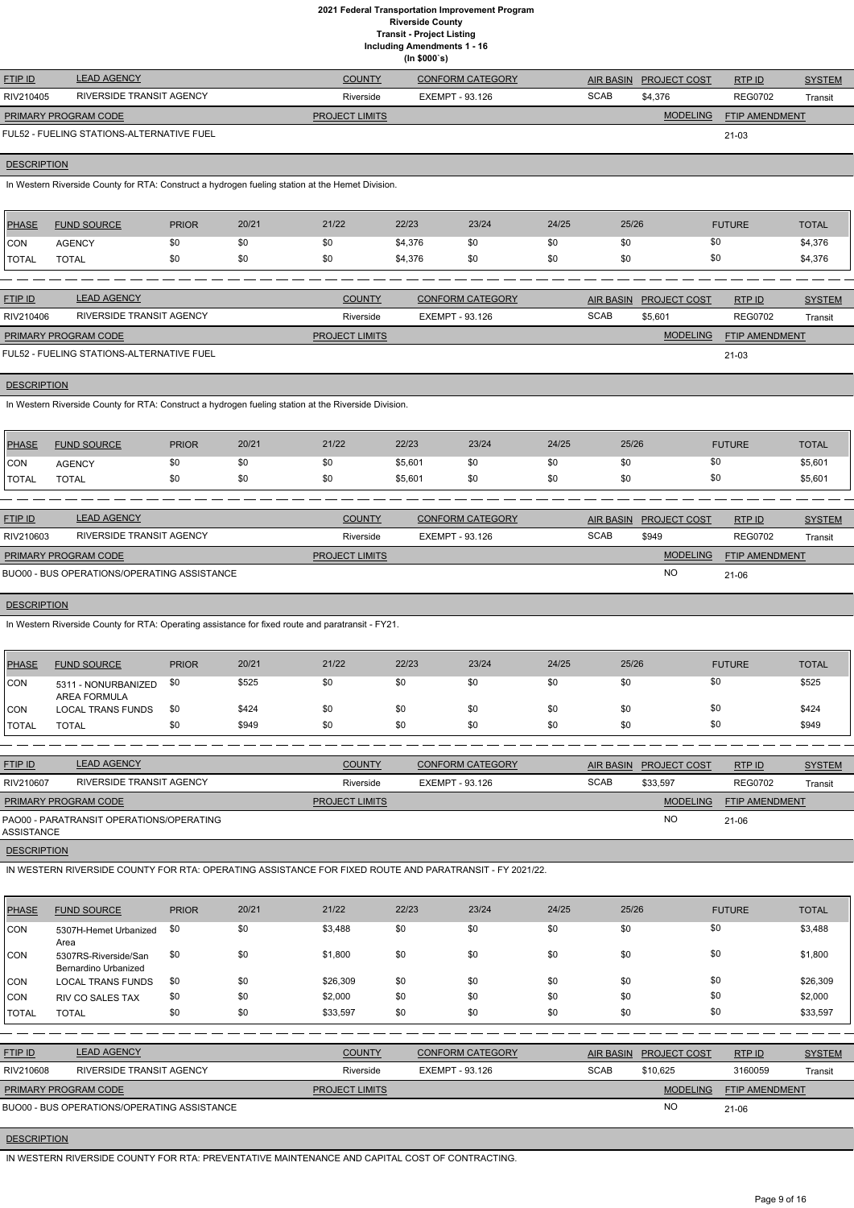# 2021 Federal Transportation Improvement Program
## Riverside County
### Transit - Project Listing
### Including Amendments 1 - 16
### (In $000`s)

| FTIP ID | LEAD AGENCY | COUNTY | CONFORM CATEGORY | AIR BASIN | PROJECT COST | RTP ID | SYSTEM |
|---|---|---|---|---|---|---|---|
| RIV210405 | RIVERSIDE TRANSIT AGENCY | Riverside | EXEMPT - 93.126 | SCAB | $4,376 | REG0702 | Transit |

| PRIMARY PROGRAM CODE | PROJECT LIMITS | MODELING | FTIP AMENDMENT |
|---|---|---|---|
| FUL52 - FUELING STATIONS-ALTERNATIVE FUEL | | | 21-03 |

**DESCRIPTION**

In Western Riverside County for RTA: Construct a hydrogen fueling station at the Hemet Division.

| PHASE | FUND SOURCE | PRIOR | 20/21 | 21/22 | 22/23 | 23/24 | 24/25 | 25/26 | FUTURE | TOTAL |
|---|---|---|---|---|---|---|---|---|---|---|
| CON | AGENCY | $0 | $0 | $0 | $4,376 | $0 | $0 | $0 | $0 | $4,376 |
| TOTAL | TOTAL | $0 | $0 | $0 | $4,376 | $0 | $0 | $0 | $0 | $4,376 |

---

| FTIP ID | LEAD AGENCY | COUNTY | CONFORM CATEGORY | AIR BASIN | PROJECT COST | RTP ID | SYSTEM |
|---|---|---|---|---|---|---|---|
| RIV210406 | RIVERSIDE TRANSIT AGENCY | Riverside | EXEMPT - 93.126 | SCAB | $5,601 | REG0702 | Transit |

| PRIMARY PROGRAM CODE | PROJECT LIMITS | MODELING | FTIP AMENDMENT |
|---|---|---|---|
| FUL52 - FUELING STATIONS-ALTERNATIVE FUEL | | | 21-03 |

**DESCRIPTION**

In Western Riverside County for RTA: Construct a hydrogen fueling station at the Riverside Division.

| PHASE | FUND SOURCE | PRIOR | 20/21 | 21/22 | 22/23 | 23/24 | 24/25 | 25/26 | FUTURE | TOTAL |
|---|---|---|---|---|---|---|---|---|---|---|
| CON | AGENCY | $0 | $0 | $0 | $5,601 | $0 | $0 | $0 | $0 | $5,601 |
| TOTAL | TOTAL | $0 | $0 | $0 | $5,601 | $0 | $0 | $0 | $0 | $5,601 |

---

| FTIP ID | LEAD AGENCY | COUNTY | CONFORM CATEGORY | AIR BASIN | PROJECT COST | RTP ID | SYSTEM |
|---|---|---|---|---|---|---|---|
| RIV210603 | RIVERSIDE TRANSIT AGENCY | Riverside | EXEMPT - 93.126 | SCAB | $949 | REG0702 | Transit |

| PRIMARY PROGRAM CODE | PROJECT LIMITS | MODELING | FTIP AMENDMENT |
|---|---|---|---|
| BUO00 - BUS OPERATIONS/OPERATING ASSISTANCE | | NO | 21-06 |

**DESCRIPTION**

In Western Riverside County for RTA: Operating assistance for fixed route and paratransit - FY21.

| PHASE | FUND SOURCE | PRIOR | 20/21 | 21/22 | 22/23 | 23/24 | 24/25 | 25/26 | FUTURE | TOTAL |
|---|---|---|---|---|---|---|---|---|---|---|
| CON | 5311 - NONURBANIZED AREA FORMULA | $0 | $525 | $0 | $0 | $0 | $0 | $0 | $0 | $525 |
| CON | LOCAL TRANS FUNDS | $0 | $424 | $0 | $0 | $0 | $0 | $0 | $0 | $424 |
| TOTAL | TOTAL | $0 | $949 | $0 | $0 | $0 | $0 | $0 | $0 | $949 |

---

| FTIP ID | LEAD AGENCY | COUNTY | CONFORM CATEGORY | AIR BASIN | PROJECT COST | RTP ID | SYSTEM |
|---|---|---|---|---|---|---|---|
| RIV210607 | RIVERSIDE TRANSIT AGENCY | Riverside | EXEMPT - 93.126 | SCAB | $33,597 | REG0702 | Transit |

| PRIMARY PROGRAM CODE | PROJECT LIMITS | MODELING | FTIP AMENDMENT |
|---|---|---|---|
| PAO00 - PARATRANSIT OPERATIONS/OPERATING ASSISTANCE | | NO | 21-06 |

**DESCRIPTION**

IN WESTERN RIVERSIDE COUNTY FOR RTA: OPERATING ASSISTANCE FOR FIXED ROUTE AND PARATRANSIT - FY 2021/22.

| PHASE | FUND SOURCE | PRIOR | 20/21 | 21/22 | 22/23 | 23/24 | 24/25 | 25/26 | FUTURE | TOTAL |
|---|---|---|---|---|---|---|---|---|---|---|
| CON | 5307H-Hemet Urbanized Area | $0 | $0 | $3,488 | $0 | $0 | $0 | $0 | $0 | $3,488 |
| CON | 5307RS-Riverside/San Bernardino Urbanized | $0 | $0 | $1,800 | $0 | $0 | $0 | $0 | $0 | $1,800 |
| CON | LOCAL TRANS FUNDS | $0 | $0 | $26,309 | $0 | $0 | $0 | $0 | $0 | $26,309 |
| CON | RIV CO SALES TAX | $0 | $0 | $2,000 | $0 | $0 | $0 | $0 | $0 | $2,000 |
| TOTAL | TOTAL | $0 | $0 | $33,597 | $0 | $0 | $0 | $0 | $0 | $33,597 |

---

| FTIP ID | LEAD AGENCY | COUNTY | CONFORM CATEGORY | AIR BASIN | PROJECT COST | RTP ID | SYSTEM |
|---|---|---|---|---|---|---|---|
| RIV210608 | RIVERSIDE TRANSIT AGENCY | Riverside | EXEMPT - 93.126 | SCAB | $10,625 | 3160059 | Transit |

| PRIMARY PROGRAM CODE | PROJECT LIMITS | MODELING | FTIP AMENDMENT |
|---|---|---|---|
| BUO00 - BUS OPERATIONS/OPERATING ASSISTANCE | | NO | 21-06 |

**DESCRIPTION**

IN WESTERN RIVERSIDE COUNTY FOR RTA: PREVENTATIVE MAINTENANCE AND CAPITAL COST OF CONTRACTING.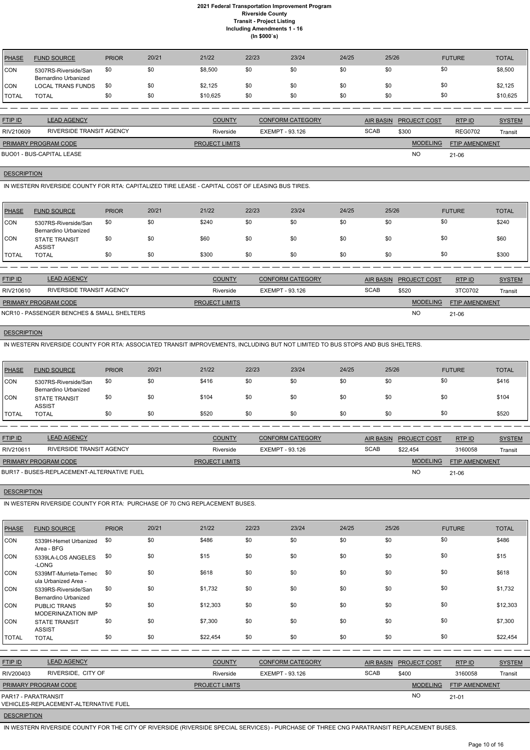# 2021 Federal Transportation Improvement Program
## Riverside County
### Transit - Project Listing
#### Including Amendments 1 - 16
#### (In $000`s)

| PHASE | FUND SOURCE | PRIOR | 20/21 | 21/22 | 22/23 | 23/24 | 24/25 | 25/26 | FUTURE | TOTAL |
|---|---|---|---|---|---|---|---|---|---|---|
| CON | 5307RS-Riverside/San Bernardino Urbanized | $0 | $0 | $8,500 | $0 | $0 | $0 | $0 | $0 | $8,500 |
| CON | LOCAL TRANS FUNDS | $0 | $0 | $2,125 | $0 | $0 | $0 | $0 | $0 | $2,125 |
| TOTAL | TOTAL | $0 | $0 | $10,625 | $0 | $0 | $0 | $0 | $0 | $10,625 |

| FTIP ID | LEAD AGENCY | COUNTY | CONFORM CATEGORY | AIR BASIN | PROJECT COST | RTP ID | SYSTEM |
|---|---|---|---|---|---|---|---|
| RIV210609 | RIVERSIDE TRANSIT AGENCY | Riverside | EXEMPT - 93.126 | SCAB | $300 | REG0702 | Transit |

| PRIMARY PROGRAM CODE | PROJECT LIMITS | MODELING | FTIP AMENDMENT |
|---|---|---|---|
| BUO01 - BUS-CAPITAL LEASE | | NO | 21-06 |

**DESCRIPTION**

IN WESTERN RIVERSIDE COUNTY FOR RTA: CAPITALIZED TIRE LEASE - CAPITAL COST OF LEASING BUS TIRES.

| PHASE | FUND SOURCE | PRIOR | 20/21 | 21/22 | 22/23 | 23/24 | 24/25 | 25/26 | FUTURE | TOTAL |
|---|---|---|---|---|---|---|---|---|---|---|
| CON | 5307RS-Riverside/San Bernardino Urbanized | $0 | $0 | $240 | $0 | $0 | $0 | $0 | $0 | $240 |
| CON | STATE TRANSIT ASSIST | $0 | $0 | $60 | $0 | $0 | $0 | $0 | $0 | $60 |
| TOTAL | TOTAL | $0 | $0 | $300 | $0 | $0 | $0 | $0 | $0 | $300 |

| FTIP ID | LEAD AGENCY | COUNTY | CONFORM CATEGORY | AIR BASIN | PROJECT COST | RTP ID | SYSTEM |
|---|---|---|---|---|---|---|---|
| RIV210610 | RIVERSIDE TRANSIT AGENCY | Riverside | EXEMPT - 93.126 | SCAB | $520 | 3TC0702 | Transit |

| PRIMARY PROGRAM CODE | PROJECT LIMITS | MODELING | FTIP AMENDMENT |
|---|---|---|---|
| NCR10 - PASSENGER BENCHES & SMALL SHELTERS | | NO | 21-06 |

**DESCRIPTION**

IN WESTERN RIVERSIDE COUNTY FOR RTA: ASSOCIATED TRANSIT IMPROVEMENTS, INCLUDING BUT NOT LIMITED TO BUS STOPS AND BUS SHELTERS.

| PHASE | FUND SOURCE | PRIOR | 20/21 | 21/22 | 22/23 | 23/24 | 24/25 | 25/26 | FUTURE | TOTAL |
|---|---|---|---|---|---|---|---|---|---|---|
| CON | 5307RS-Riverside/San Bernardino Urbanized | $0 | $0 | $416 | $0 | $0 | $0 | $0 | $0 | $416 |
| CON | STATE TRANSIT ASSIST | $0 | $0 | $104 | $0 | $0 | $0 | $0 | $0 | $104 |
| TOTAL | TOTAL | $0 | $0 | $520 | $0 | $0 | $0 | $0 | $0 | $520 |

| FTIP ID | LEAD AGENCY | COUNTY | CONFORM CATEGORY | AIR BASIN | PROJECT COST | RTP ID | SYSTEM |
|---|---|---|---|---|---|---|---|
| RIV210611 | RIVERSIDE TRANSIT AGENCY | Riverside | EXEMPT - 93.126 | SCAB | $22,454 | 3160058 | Transit |

| PRIMARY PROGRAM CODE | PROJECT LIMITS | MODELING | FTIP AMENDMENT |
|---|---|---|---|
| BUR17 - BUSES-REPLACEMENT-ALTERNATIVE FUEL | | NO | 21-06 |

**DESCRIPTION**

IN WESTERN RIVERSIDE COUNTY FOR RTA: PURCHASE OF 70 CNG REPLACEMENT BUSES.

| PHASE | FUND SOURCE | PRIOR | 20/21 | 21/22 | 22/23 | 23/24 | 24/25 | 25/26 | FUTURE | TOTAL |
|---|---|---|---|---|---|---|---|---|---|---|
| CON | 5339H-Hemet Urbanized Area - BFG | $0 | $0 | $486 | $0 | $0 | $0 | $0 | $0 | $486 |
| CON | 5339LA-LOS ANGELES -LONG | $0 | $0 | $15 | $0 | $0 | $0 | $0 | $0 | $15 |
| CON | 5339MT-Murrieta-Temecula Urbanized Area - | $0 | $0 | $618 | $0 | $0 | $0 | $0 | $0 | $618 |
| CON | 5339RS-Riverside/San Bernardino Urbanized | $0 | $0 | $1,732 | $0 | $0 | $0 | $0 | $0 | $1,732 |
| CON | PUBLIC TRANS MODERINAZATION IMP | $0 | $0 | $12,303 | $0 | $0 | $0 | $0 | $0 | $12,303 |
| CON | STATE TRANSIT ASSIST | $0 | $0 | $7,300 | $0 | $0 | $0 | $0 | $0 | $7,300 |
| TOTAL | TOTAL | $0 | $0 | $22,454 | $0 | $0 | $0 | $0 | $0 | $22,454 |

| FTIP ID | LEAD AGENCY | COUNTY | CONFORM CATEGORY | AIR BASIN | PROJECT COST | RTP ID | SYSTEM |
|---|---|---|---|---|---|---|---|
| RIV200403 | RIVERSIDE, CITY OF | Riverside | EXEMPT - 93.126 | SCAB | $400 | 3160058 | Transit |

| PRIMARY PROGRAM CODE | PROJECT LIMITS | MODELING | FTIP AMENDMENT |
|---|---|---|---|
| PAR17 - PARATRANSIT VEHICLES-REPLACEMENT-ALTERNATIVE FUEL | | NO | 21-01 |

**DESCRIPTION**

IN WESTERN RIVERSIDE COUNTY FOR THE CITY OF RIVERSIDE (RIVERSIDE SPECIAL SERVICES) - PURCHASE OF THREE CNG PARATRANSIT REPLACEMENT BUSES.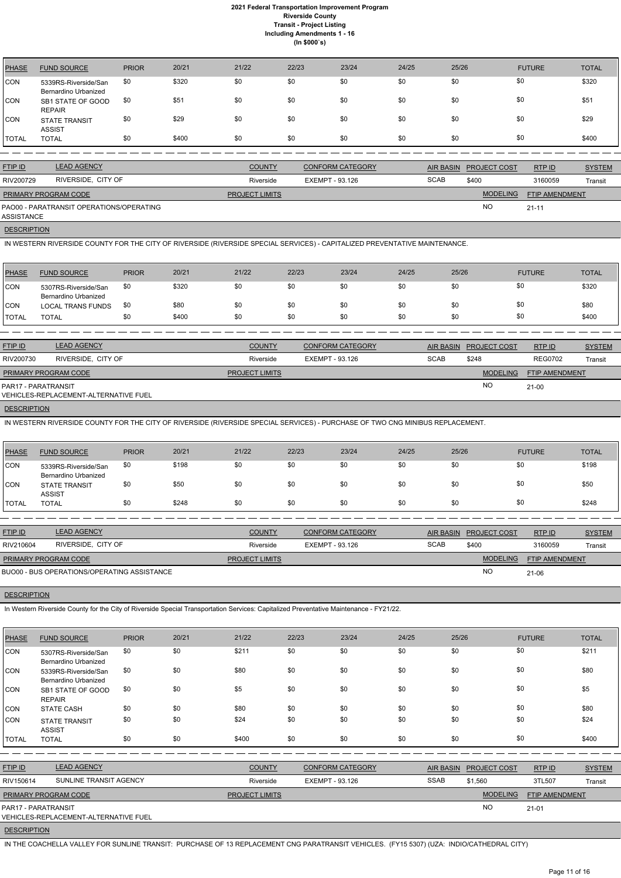# 2021 Federal Transportation Improvement Program
## Riverside County
### Transit - Project Listing
### Including Amendments 1 - 16
### (In $000`s)

| PHASE | FUND SOURCE | PRIOR | 20/21 | 21/22 | 22/23 | 23/24 | 24/25 | 25/26 | FUTURE | TOTAL |
|---|---|---|---|---|---|---|---|---|---|---|
| CON | 5339RS-Riverside/San Bernardino Urbanized | $0 | $320 | $0 | $0 | $0 | $0 | $0 | $0 | $320 |
| CON | SB1 STATE OF GOOD REPAIR | $0 | $51 | $0 | $0 | $0 | $0 | $0 | $0 | $51 |
| CON | STATE TRANSIT ASSIST | $0 | $29 | $0 | $0 | $0 | $0 | $0 | $0 | $29 |
| TOTAL | TOTAL | $0 | $400 | $0 | $0 | $0 | $0 | $0 | $0 | $400 |

| FTIP ID | LEAD AGENCY | COUNTY | CONFORM CATEGORY | AIR BASIN | PROJECT COST | RTP ID | SYSTEM |
|---|---|---|---|---|---|---|---|
| RIV200729 | RIVERSIDE, CITY OF | Riverside | EXEMPT - 93.126 | SCAB | $400 | 3160059 | Transit |

| PRIMARY PROGRAM CODE | PROJECT LIMITS | MODELING | FTIP AMENDMENT |
|---|---|---|---|
| PAO00 - PARATRANSIT OPERATIONS/OPERATING ASSISTANCE | | NO | 21-11 |

**DESCRIPTION**

IN WESTERN RIVERSIDE COUNTY FOR THE CITY OF RIVERSIDE (RIVERSIDE SPECIAL SERVICES) - CAPITALIZED PREVENTATIVE MAINTENANCE.

| PHASE | FUND SOURCE | PRIOR | 20/21 | 21/22 | 22/23 | 23/24 | 24/25 | 25/26 | FUTURE | TOTAL |
|---|---|---|---|---|---|---|---|---|---|---|
| CON | 5307RS-Riverside/San Bernardino Urbanized | $0 | $320 | $0 | $0 | $0 | $0 | $0 | $0 | $320 |
| CON | LOCAL TRANS FUNDS | $0 | $80 | $0 | $0 | $0 | $0 | $0 | $0 | $80 |
| TOTAL | TOTAL | $0 | $400 | $0 | $0 | $0 | $0 | $0 | $0 | $400 |

| FTIP ID | LEAD AGENCY | COUNTY | CONFORM CATEGORY | AIR BASIN | PROJECT COST | RTP ID | SYSTEM |
|---|---|---|---|---|---|---|---|
| RIV200730 | RIVERSIDE, CITY OF | Riverside | EXEMPT - 93.126 | SCAB | $248 | REG0702 | Transit |

| PRIMARY PROGRAM CODE | PROJECT LIMITS | MODELING | FTIP AMENDMENT |
|---|---|---|---|
| PAR17 - PARATRANSIT VEHICLES-REPLACEMENT-ALTERNATIVE FUEL | | NO | 21-00 |

**DESCRIPTION**

IN WESTERN RIVERSIDE COUNTY FOR THE CITY OF RIVERSIDE (RIVERSIDE SPECIAL SERVICES) - PURCHASE OF TWO CNG MINIBUS REPLACEMENT.

| PHASE | FUND SOURCE | PRIOR | 20/21 | 21/22 | 22/23 | 23/24 | 24/25 | 25/26 | FUTURE | TOTAL |
|---|---|---|---|---|---|---|---|---|---|---|
| CON | 5339RS-Riverside/San Bernardino Urbanized | $0 | $198 | $0 | $0 | $0 | $0 | $0 | $0 | $198 |
| CON | STATE TRANSIT ASSIST | $0 | $50 | $0 | $0 | $0 | $0 | $0 | $0 | $50 |
| TOTAL | TOTAL | $0 | $248 | $0 | $0 | $0 | $0 | $0 | $0 | $248 |

| FTIP ID | LEAD AGENCY | COUNTY | CONFORM CATEGORY | AIR BASIN | PROJECT COST | RTP ID | SYSTEM |
|---|---|---|---|---|---|---|---|
| RIV210604 | RIVERSIDE, CITY OF | Riverside | EXEMPT - 93.126 | SCAB | $400 | 3160059 | Transit |

| PRIMARY PROGRAM CODE | PROJECT LIMITS | MODELING | FTIP AMENDMENT |
|---|---|---|---|
| BUO00 - BUS OPERATIONS/OPERATING ASSISTANCE | | NO | 21-06 |

**DESCRIPTION**

In Western Riverside County for the City of Riverside Special Transportation Services: Capitalized Preventative Maintenance - FY21/22.

| PHASE | FUND SOURCE | PRIOR | 20/21 | 21/22 | 22/23 | 23/24 | 24/25 | 25/26 | FUTURE | TOTAL |
|---|---|---|---|---|---|---|---|---|---|---|
| CON | 5307RS-Riverside/San Bernardino Urbanized | $0 | $0 | $211 | $0 | $0 | $0 | $0 | $0 | $211 |
| CON | 5339RS-Riverside/San Bernardino Urbanized | $0 | $0 | $80 | $0 | $0 | $0 | $0 | $0 | $80 |
| CON | SB1 STATE OF GOOD REPAIR | $0 | $0 | $5 | $0 | $0 | $0 | $0 | $0 | $5 |
| CON | STATE CASH | $0 | $0 | $80 | $0 | $0 | $0 | $0 | $0 | $80 |
| CON | STATE TRANSIT ASSIST | $0 | $0 | $24 | $0 | $0 | $0 | $0 | $0 | $24 |
| TOTAL | TOTAL | $0 | $0 | $400 | $0 | $0 | $0 | $0 | $0 | $400 |

| FTIP ID | LEAD AGENCY | COUNTY | CONFORM CATEGORY | AIR BASIN | PROJECT COST | RTP ID | SYSTEM |
|---|---|---|---|---|---|---|---|
| RIV150614 | SUNLINE TRANSIT AGENCY | Riverside | EXEMPT - 93.126 | SSAB | $1,560 | 3TL507 | Transit |

| PRIMARY PROGRAM CODE | PROJECT LIMITS | MODELING | FTIP AMENDMENT |
|---|---|---|---|
| PAR17 - PARATRANSIT VEHICLES-REPLACEMENT-ALTERNATIVE FUEL | | NO | 21-01 |

**DESCRIPTION**

IN THE COACHELLA VALLEY FOR SUNLINE TRANSIT: PURCHASE OF 13 REPLACEMENT CNG PARATRANSIT VEHICLES. (FY15 5307) (UZA: INDIO/CATHEDRAL CITY)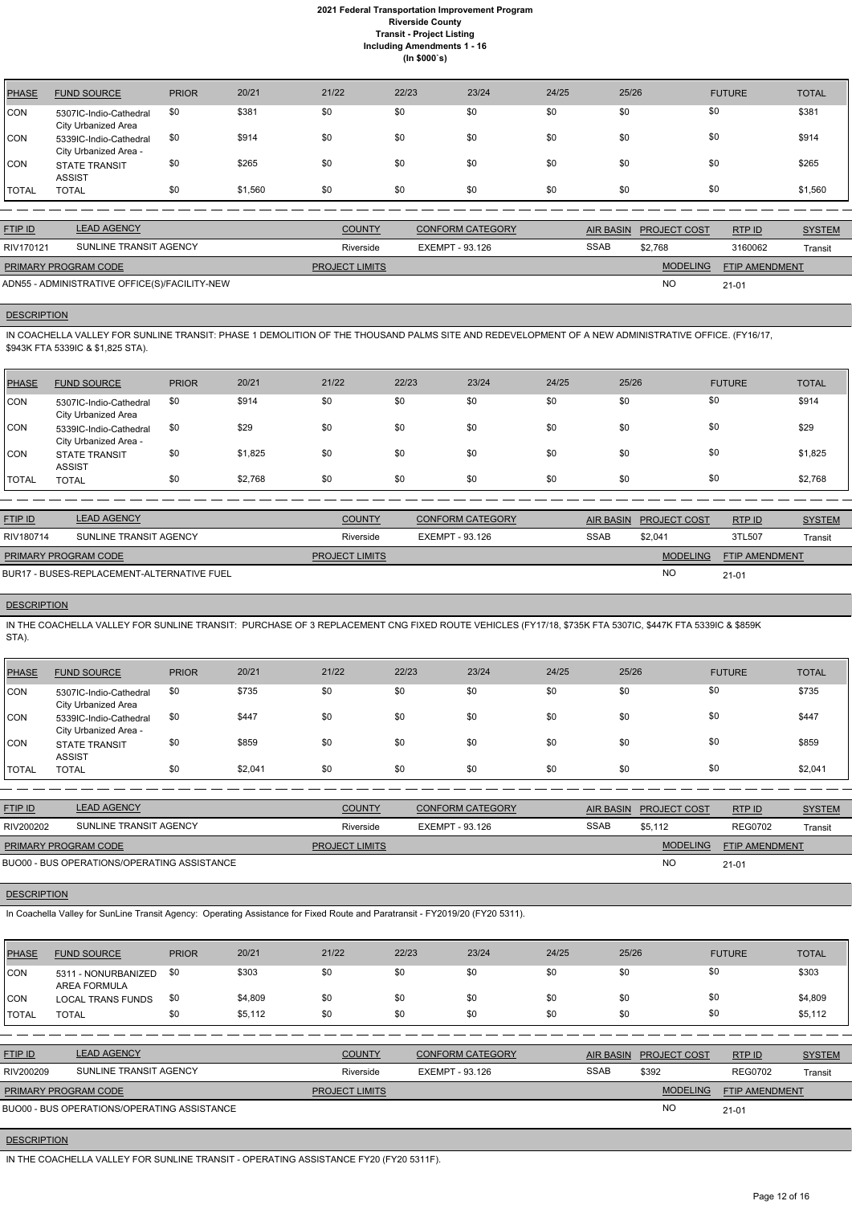| PHASE | FUND SOURCE | PRIOR | 20/21 | 21/22 | 22/23 | 23/24 | 24/25 | 25/26 | FUTURE | TOTAL |
|---|---|---|---|---|---|---|---|---|---|---|
| CON | 5307IC-Indio-Cathedral City Urbanized Area | $0 | $381 | $0 | $0 | $0 | $0 | $0 | $0 | $381 |
| CON | 5339IC-Indio-Cathedral City Urbanized Area - | $0 | $914 | $0 | $0 | $0 | $0 | $0 | $0 | $914 |
| CON | STATE TRANSIT ASSIST | $0 | $265 | $0 | $0 | $0 | $0 | $0 | $0 | $265 |
| TOTAL | TOTAL | $0 | $1,560 | $0 | $0 | $0 | $0 | $0 | $0 | $1,560 |

| FTIP ID | LEAD AGENCY | COUNTY | CONFORM CATEGORY | AIR BASIN | PROJECT COST | RTP ID | SYSTEM |
|---|---|---|---|---|---|---|---|
| RIV170121 | SUNLINE TRANSIT AGENCY | Riverside | EXEMPT - 93.126 | SSAB | $2,768 | 3160062 | Transit |
| **PRIMARY PROGRAM CODE** | | **PROJECT LIMITS** | | | **MODELING** | **FTIP AMENDMENT** | |
| ADN55 - ADMINISTRATIVE OFFICE(S)/FACILITY-NEW | | | | | NO | 21-01 | |

**DESCRIPTION**

IN COACHELLA VALLEY FOR SUNLINE TRANSIT: PHASE 1 DEMOLITION OF THE THOUSAND PALMS SITE AND REDEVELOPMENT OF A NEW ADMINISTRATIVE OFFICE. (FY16/17, $943K FTA 5339IC & $1,825 STA).

| PHASE | FUND SOURCE | PRIOR | 20/21 | 21/22 | 22/23 | 23/24 | 24/25 | 25/26 | FUTURE | TOTAL |
|---|---|---|---|---|---|---|---|---|---|---|
| CON | 5307IC-Indio-Cathedral City Urbanized Area | $0 | $914 | $0 | $0 | $0 | $0 | $0 | $0 | $914 |
| CON | 5339IC-Indio-Cathedral City Urbanized Area - | $0 | $29 | $0 | $0 | $0 | $0 | $0 | $0 | $29 |
| CON | STATE TRANSIT ASSIST | $0 | $1,825 | $0 | $0 | $0 | $0 | $0 | $0 | $1,825 |
| TOTAL | TOTAL | $0 | $2,768 | $0 | $0 | $0 | $0 | $0 | $0 | $2,768 |

| FTIP ID | LEAD AGENCY | COUNTY | CONFORM CATEGORY | AIR BASIN | PROJECT COST | RTP ID | SYSTEM |
|---|---|---|---|---|---|---|---|
| RIV180714 | SUNLINE TRANSIT AGENCY | Riverside | EXEMPT - 93.126 | SSAB | $2,041 | 3TL507 | Transit |
| **PRIMARY PROGRAM CODE** | | **PROJECT LIMITS** | | | **MODELING** | **FTIP AMENDMENT** | |
| BUR17 - BUSES-REPLACEMENT-ALTERNATIVE FUEL | | | | | NO | 21-01 | |

**DESCRIPTION**

IN THE COACHELLA VALLEY FOR SUNLINE TRANSIT: PURCHASE OF 3 REPLACEMENT CNG FIXED ROUTE VEHICLES (FY17/18, $735K FTA 5307IC, $447K FTA 5339IC & $859K STA).

| PHASE | FUND SOURCE | PRIOR | 20/21 | 21/22 | 22/23 | 23/24 | 24/25 | 25/26 | FUTURE | TOTAL |
|---|---|---|---|---|---|---|---|---|---|---|
| CON | 5307IC-Indio-Cathedral City Urbanized Area | $0 | $735 | $0 | $0 | $0 | $0 | $0 | $0 | $735 |
| CON | 5339IC-Indio-Cathedral City Urbanized Area - | $0 | $447 | $0 | $0 | $0 | $0 | $0 | $0 | $447 |
| CON | STATE TRANSIT ASSIST | $0 | $859 | $0 | $0 | $0 | $0 | $0 | $0 | $859 |
| TOTAL | TOTAL | $0 | $2,041 | $0 | $0 | $0 | $0 | $0 | $0 | $2,041 |

| FTIP ID | LEAD AGENCY | COUNTY | CONFORM CATEGORY | AIR BASIN | PROJECT COST | RTP ID | SYSTEM |
|---|---|---|---|---|---|---|---|
| RIV200202 | SUNLINE TRANSIT AGENCY | Riverside | EXEMPT - 93.126 | SSAB | $5,112 | REG0702 | Transit |
| **PRIMARY PROGRAM CODE** | | **PROJECT LIMITS** | | | **MODELING** | **FTIP AMENDMENT** | |
| BUO00 - BUS OPERATIONS/OPERATING ASSISTANCE | | | | | NO | 21-01 | |

**DESCRIPTION**

In Coachella Valley for SunLine Transit Agency: Operating Assistance for Fixed Route and Paratransit - FY2019/20 (FY20 5311).

| PHASE | FUND SOURCE | PRIOR | 20/21 | 21/22 | 22/23 | 23/24 | 24/25 | 25/26 | FUTURE | TOTAL |
|---|---|---|---|---|---|---|---|---|---|---|
| CON | 5311 - NONURBANIZED AREA FORMULA | $0 | $303 | $0 | $0 | $0 | $0 | $0 | $0 | $303 |
| CON | LOCAL TRANS FUNDS | $0 | $4,809 | $0 | $0 | $0 | $0 | $0 | $0 | $4,809 |
| TOTAL | TOTAL | $0 | $5,112 | $0 | $0 | $0 | $0 | $0 | $0 | $5,112 |

| FTIP ID | LEAD AGENCY | COUNTY | CONFORM CATEGORY | AIR BASIN | PROJECT COST | RTP ID | SYSTEM |
|---|---|---|---|---|---|---|---|
| RIV200209 | SUNLINE TRANSIT AGENCY | Riverside | EXEMPT - 93.126 | SSAB | $392 | REG0702 | Transit |
| **PRIMARY PROGRAM CODE** | | **PROJECT LIMITS** | | | **MODELING** | **FTIP AMENDMENT** | |
| BUO00 - BUS OPERATIONS/OPERATING ASSISTANCE | | | | | NO | 21-01 | |

**DESCRIPTION**

IN THE COACHELLA VALLEY FOR SUNLINE TRANSIT - OPERATING ASSISTANCE FY20 (FY20 5311F).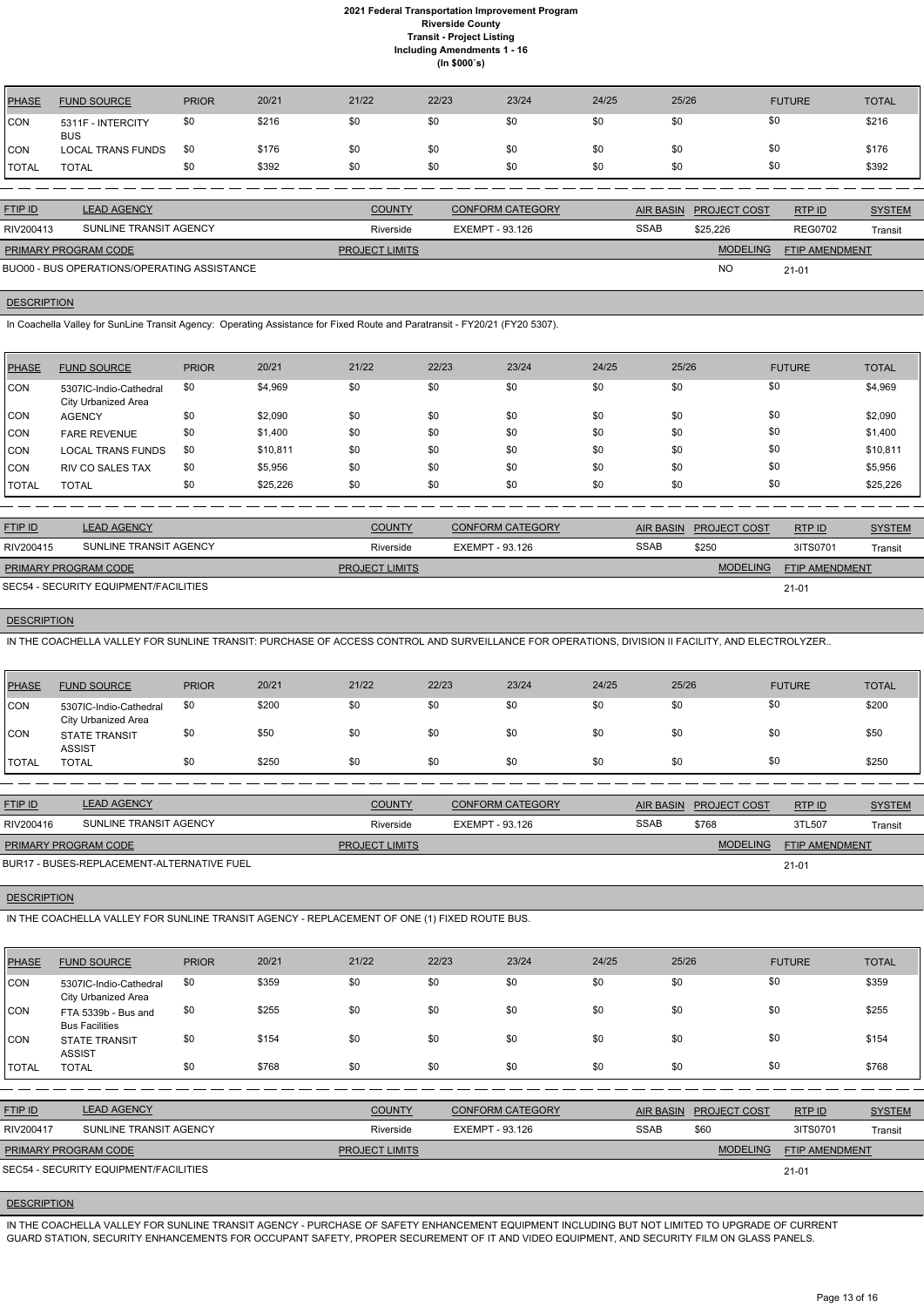# 2021 Federal Transportation Improvement Program
## Riverside County
### Transit - Project Listing
### Including Amendments 1 - 16
### (In $000`s)

| PHASE | FUND SOURCE | PRIOR | 20/21 | 21/22 | 22/23 | 23/24 | 24/25 | 25/26 | FUTURE | TOTAL |
|---|---|---|---|---|---|---|---|---|---|---|
| CON | 5311F - INTERCITY BUS | $0 | $216 | $0 | $0 | $0 | $0 | $0 | $0 | $216 |
| CON | LOCAL TRANS FUNDS | $0 | $176 | $0 | $0 | $0 | $0 | $0 | $0 | $176 |
| TOTAL | TOTAL | $0 | $392 | $0 | $0 | $0 | $0 | $0 | $0 | $392 |

| FTIP ID | LEAD AGENCY | COUNTY | CONFORM CATEGORY | AIR BASIN | PROJECT COST | RTP ID | SYSTEM |
|---|---|---|---|---|---|---|---|
| RIV200413 | SUNLINE TRANSIT AGENCY | Riverside | EXEMPT - 93.126 | SSAB | $25,226 | REG0702 | Transit |

| PRIMARY PROGRAM CODE | PROJECT LIMITS | MODELING | FTIP AMENDMENT |
|---|---|---|---|
| BUO00 - BUS OPERATIONS/OPERATING ASSISTANCE | | NO | 21-01 |

**DESCRIPTION**

In Coachella Valley for SunLine Transit Agency: Operating Assistance for Fixed Route and Paratransit - FY20/21 (FY20 5307).

| PHASE | FUND SOURCE | PRIOR | 20/21 | 21/22 | 22/23 | 23/24 | 24/25 | 25/26 | FUTURE | TOTAL |
|---|---|---|---|---|---|---|---|---|---|---|
| CON | 5307IC-Indio-Cathedral City Urbanized Area | $0 | $4,969 | $0 | $0 | $0 | $0 | $0 | $0 | $4,969 |
| CON | AGENCY | $0 | $2,090 | $0 | $0 | $0 | $0 | $0 | $0 | $2,090 |
| CON | FARE REVENUE | $0 | $1,400 | $0 | $0 | $0 | $0 | $0 | $0 | $1,400 |
| CON | LOCAL TRANS FUNDS | $0 | $10,811 | $0 | $0 | $0 | $0 | $0 | $0 | $10,811 |
| CON | RIV CO SALES TAX | $0 | $5,956 | $0 | $0 | $0 | $0 | $0 | $0 | $5,956 |
| TOTAL | TOTAL | $0 | $25,226 | $0 | $0 | $0 | $0 | $0 | $0 | $25,226 |

| FTIP ID | LEAD AGENCY | COUNTY | CONFORM CATEGORY | AIR BASIN | PROJECT COST | RTP ID | SYSTEM |
|---|---|---|---|---|---|---|---|
| RIV200415 | SUNLINE TRANSIT AGENCY | Riverside | EXEMPT - 93.126 | SSAB | $250 | 3ITS0701 | Transit |

| PRIMARY PROGRAM CODE | PROJECT LIMITS | MODELING | FTIP AMENDMENT |
|---|---|---|---|
| SEC54 - SECURITY EQUIPMENT/FACILITIES | | | 21-01 |

**DESCRIPTION**

IN THE COACHELLA VALLEY FOR SUNLINE TRANSIT: PURCHASE OF ACCESS CONTROL AND SURVEILLANCE FOR OPERATIONS, DIVISION II FACILITY, AND ELECTROLYZER..

| PHASE | FUND SOURCE | PRIOR | 20/21 | 21/22 | 22/23 | 23/24 | 24/25 | 25/26 | FUTURE | TOTAL |
|---|---|---|---|---|---|---|---|---|---|---|
| CON | 5307IC-Indio-Cathedral City Urbanized Area | $0 | $200 | $0 | $0 | $0 | $0 | $0 | $0 | $200 |
| CON | STATE TRANSIT ASSIST | $0 | $50 | $0 | $0 | $0 | $0 | $0 | $0 | $50 |
| TOTAL | TOTAL | $0 | $250 | $0 | $0 | $0 | $0 | $0 | $0 | $250 |

| FTIP ID | LEAD AGENCY | COUNTY | CONFORM CATEGORY | AIR BASIN | PROJECT COST | RTP ID | SYSTEM |
|---|---|---|---|---|---|---|---|
| RIV200416 | SUNLINE TRANSIT AGENCY | Riverside | EXEMPT - 93.126 | SSAB | $768 | 3TL507 | Transit |

| PRIMARY PROGRAM CODE | PROJECT LIMITS | MODELING | FTIP AMENDMENT |
|---|---|---|---|
| BUR17 - BUSES-REPLACEMENT-ALTERNATIVE FUEL | | | 21-01 |

**DESCRIPTION**

IN THE COACHELLA VALLEY FOR SUNLINE TRANSIT AGENCY - REPLACEMENT OF ONE (1) FIXED ROUTE BUS.

| PHASE | FUND SOURCE | PRIOR | 20/21 | 21/22 | 22/23 | 23/24 | 24/25 | 25/26 | FUTURE | TOTAL |
|---|---|---|---|---|---|---|---|---|---|---|
| CON | 5307IC-Indio-Cathedral City Urbanized Area | $0 | $359 | $0 | $0 | $0 | $0 | $0 | $0 | $359 |
| CON | FTA 5339b - Bus and Bus Facilities | $0 | $255 | $0 | $0 | $0 | $0 | $0 | $0 | $255 |
| CON | STATE TRANSIT ASSIST | $0 | $154 | $0 | $0 | $0 | $0 | $0 | $0 | $154 |
| TOTAL | TOTAL | $0 | $768 | $0 | $0 | $0 | $0 | $0 | $0 | $768 |

| FTIP ID | LEAD AGENCY | COUNTY | CONFORM CATEGORY | AIR BASIN | PROJECT COST | RTP ID | SYSTEM |
|---|---|---|---|---|---|---|---|
| RIV200417 | SUNLINE TRANSIT AGENCY | Riverside | EXEMPT - 93.126 | SSAB | $60 | 3ITS0701 | Transit |

| PRIMARY PROGRAM CODE | PROJECT LIMITS | MODELING | FTIP AMENDMENT |
|---|---|---|---|
| SEC54 - SECURITY EQUIPMENT/FACILITIES | | | 21-01 |

**DESCRIPTION**

IN THE COACHELLA VALLEY FOR SUNLINE TRANSIT AGENCY - PURCHASE OF SAFETY ENHANCEMENT EQUIPMENT INCLUDING BUT NOT LIMITED TO UPGRADE OF CURRENT GUARD STATION, SECURITY ENHANCEMENTS FOR OCCUPANT SAFETY, PROPER SECUREMENT OF IT AND VIDEO EQUIPMENT, AND SECURITY FILM ON GLASS PANELS.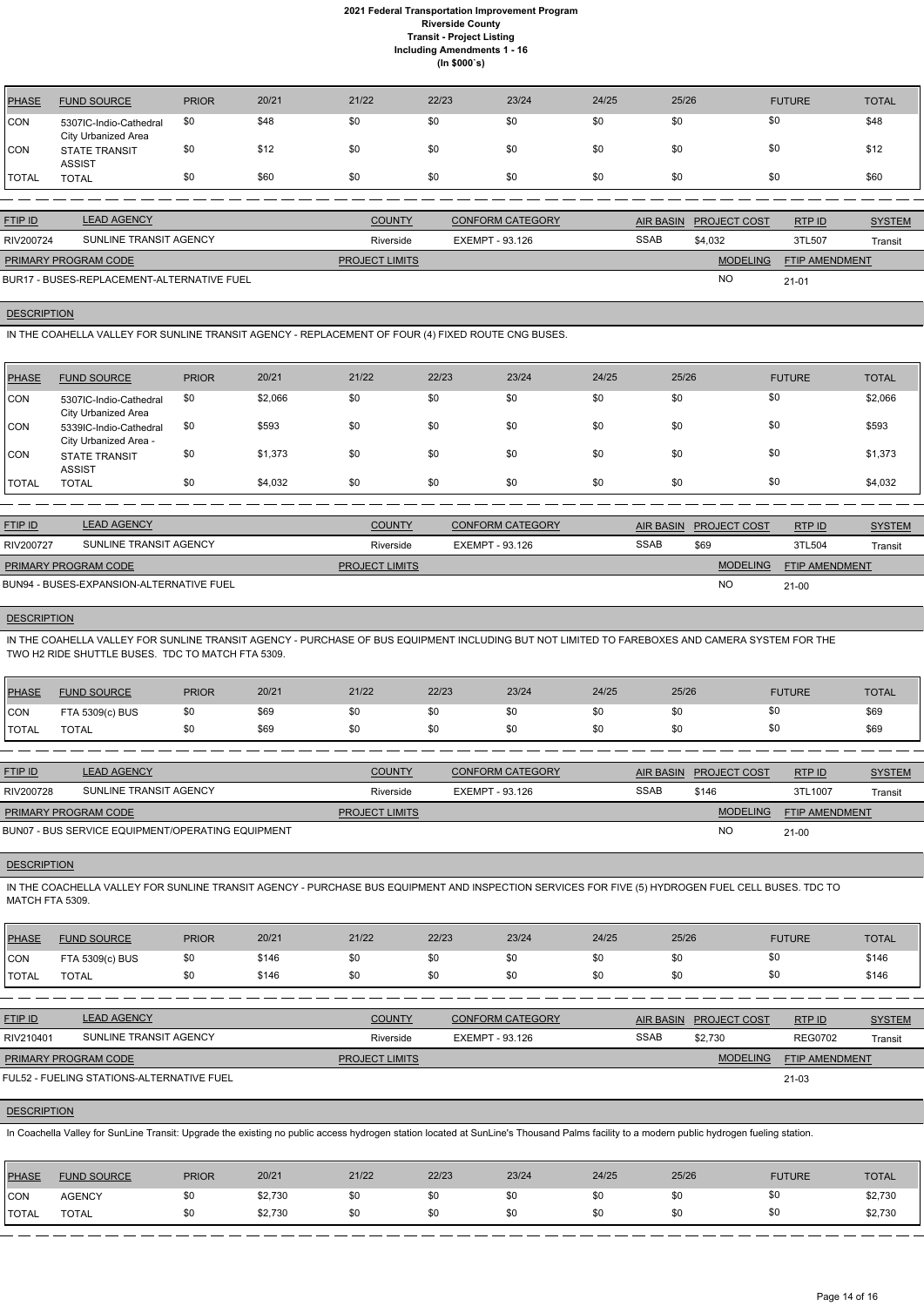# 2021 Federal Transportation Improvement Program
## Riverside County
### Transit - Project Listing
### Including Amendments 1 - 16
### (In $000`s)

| PHASE | FUND SOURCE | PRIOR | 20/21 | 21/22 | 22/23 | 23/24 | 24/25 | 25/26 | FUTURE | TOTAL |
|---|---|---|---|---|---|---|---|---|---|---|
| CON | 5307IC-Indio-Cathedral City Urbanized Area | $0 | $48 | $0 | $0 | $0 | $0 | $0 | $0 | $48 |
| CON | STATE TRANSIT ASSIST | $0 | $12 | $0 | $0 | $0 | $0 | $0 | $0 | $12 |
| TOTAL | TOTAL | $0 | $60 | $0 | $0 | $0 | $0 | $0 | $0 | $60 |

| FTIP ID | LEAD AGENCY | COUNTY | CONFORM CATEGORY | AIR BASIN | PROJECT COST | RTP ID | SYSTEM |
|---|---|---|---|---|---|---|---|
| RIV200724 | SUNLINE TRANSIT AGENCY | Riverside | EXEMPT - 93.126 | SSAB | $4,032 | 3TL507 | Transit |

| PRIMARY PROGRAM CODE | PROJECT LIMITS | MODELING | FTIP AMENDMENT |
|---|---|---|---|
| BUR17 - BUSES-REPLACEMENT-ALTERNATIVE FUEL | | NO | 21-01 |

**DESCRIPTION**

IN THE COAHELLA VALLEY FOR SUNLINE TRANSIT AGENCY - REPLACEMENT OF FOUR (4) FIXED ROUTE CNG BUSES.

| PHASE | FUND SOURCE | PRIOR | 20/21 | 21/22 | 22/23 | 23/24 | 24/25 | 25/26 | FUTURE | TOTAL |
|---|---|---|---|---|---|---|---|---|---|---|
| CON | 5307IC-Indio-Cathedral City Urbanized Area | $0 | $2,066 | $0 | $0 | $0 | $0 | $0 | $0 | $2,066 |
| CON | 5339IC-Indio-Cathedral City Urbanized Area - | $0 | $593 | $0 | $0 | $0 | $0 | $0 | $0 | $593 |
| CON | STATE TRANSIT ASSIST | $0 | $1,373 | $0 | $0 | $0 | $0 | $0 | $0 | $1,373 |
| TOTAL | TOTAL | $0 | $4,032 | $0 | $0 | $0 | $0 | $0 | $0 | $4,032 |

| FTIP ID | LEAD AGENCY | COUNTY | CONFORM CATEGORY | AIR BASIN | PROJECT COST | RTP ID | SYSTEM |
|---|---|---|---|---|---|---|---|
| RIV200727 | SUNLINE TRANSIT AGENCY | Riverside | EXEMPT - 93.126 | SSAB | $69 | 3TL504 | Transit |

| PRIMARY PROGRAM CODE | PROJECT LIMITS | MODELING | FTIP AMENDMENT |
|---|---|---|---|
| BUN94 - BUSES-EXPANSION-ALTERNATIVE FUEL | | NO | 21-00 |

**DESCRIPTION**

IN THE COAHELLA VALLEY FOR SUNLINE TRANSIT AGENCY - PURCHASE OF BUS EQUIPMENT INCLUDING BUT NOT LIMITED TO FAREBOXES AND CAMERA SYSTEM FOR THE TWO H2 RIDE SHUTTLE BUSES. TDC TO MATCH FTA 5309.

| PHASE | FUND SOURCE | PRIOR | 20/21 | 21/22 | 22/23 | 23/24 | 24/25 | 25/26 | FUTURE | TOTAL |
|---|---|---|---|---|---|---|---|---|---|---|
| CON | FTA 5309(c) BUS | $0 | $69 | $0 | $0 | $0 | $0 | $0 | $0 | $69 |
| TOTAL | TOTAL | $0 | $69 | $0 | $0 | $0 | $0 | $0 | $0 | $69 |

| FTIP ID | LEAD AGENCY | COUNTY | CONFORM CATEGORY | AIR BASIN | PROJECT COST | RTP ID | SYSTEM |
|---|---|---|---|---|---|---|---|
| RIV200728 | SUNLINE TRANSIT AGENCY | Riverside | EXEMPT - 93.126 | SSAB | $146 | 3TL1007 | Transit |

| PRIMARY PROGRAM CODE | PROJECT LIMITS | MODELING | FTIP AMENDMENT |
|---|---|---|---|
| BUN07 - BUS SERVICE EQUIPMENT/OPERATING EQUIPMENT | | NO | 21-00 |

**DESCRIPTION**

IN THE COACHELLA VALLEY FOR SUNLINE TRANSIT AGENCY - PURCHASE BUS EQUIPMENT AND INSPECTION SERVICES FOR FIVE (5) HYDROGEN FUEL CELL BUSES. TDC TO MATCH FTA 5309.

| PHASE | FUND SOURCE | PRIOR | 20/21 | 21/22 | 22/23 | 23/24 | 24/25 | 25/26 | FUTURE | TOTAL |
|---|---|---|---|---|---|---|---|---|---|---|
| CON | FTA 5309(c) BUS | $0 | $146 | $0 | $0 | $0 | $0 | $0 | $0 | $146 |
| TOTAL | TOTAL | $0 | $146 | $0 | $0 | $0 | $0 | $0 | $0 | $146 |

| FTIP ID | LEAD AGENCY | COUNTY | CONFORM CATEGORY | AIR BASIN | PROJECT COST | RTP ID | SYSTEM |
|---|---|---|---|---|---|---|---|
| RIV210401 | SUNLINE TRANSIT AGENCY | Riverside | EXEMPT - 93.126 | SSAB | $2,730 | REG0702 | Transit |

| PRIMARY PROGRAM CODE | PROJECT LIMITS | MODELING | FTIP AMENDMENT |
|---|---|---|---|
| FUL52 - FUELING STATIONS-ALTERNATIVE FUEL | | | 21-03 |

**DESCRIPTION**

In Coachella Valley for SunLine Transit: Upgrade the existing no public access hydrogen station located at SunLine's Thousand Palms facility to a modern public hydrogen fueling station.

| PHASE | FUND SOURCE | PRIOR | 20/21 | 21/22 | 22/23 | 23/24 | 24/25 | 25/26 | FUTURE | TOTAL |
|---|---|---|---|---|---|---|---|---|---|---|
| CON | AGENCY | $0 | $2,730 | $0 | $0 | $0 | $0 | $0 | $0 | $2,730 |
| TOTAL | TOTAL | $0 | $2,730 | $0 | $0 | $0 | $0 | $0 | $0 | $2,730 |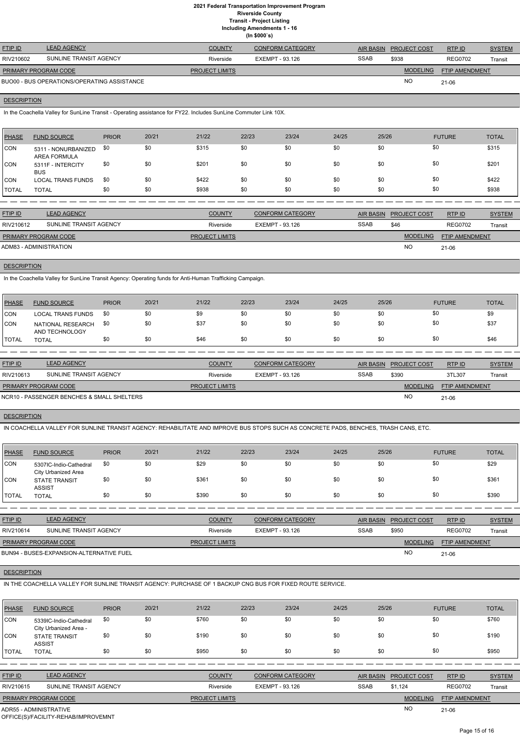# 2021 Federal Transportation Improvement Program
## Riverside County
### Transit - Project Listing
### Including Amendments 1 - 16
### (In $000`s)

| FTIP ID | LEAD AGENCY | COUNTY | CONFORM CATEGORY | AIR BASIN | PROJECT COST | RTP ID | SYSTEM |
|---|---|---|---|---|---|---|---|
| RIV210602 | SUNLINE TRANSIT AGENCY | Riverside | EXEMPT - 93.126 | SSAB | $938 | REG0702 | Transit |

| PRIMARY PROGRAM CODE | PROJECT LIMITS | MODELING | FTIP AMENDMENT |
|---|---|---|---|
| BUO00 - BUS OPERATIONS/OPERATING ASSISTANCE | | NO | 21-06 |

**DESCRIPTION**

In the Coachella Valley for SunLine Transit - Operating assistance for FY22. Includes SunLine Commuter Link 10X.

| PHASE | FUND SOURCE | PRIOR | 20/21 | 21/22 | 22/23 | 23/24 | 24/25 | 25/26 | FUTURE | TOTAL |
|---|---|---|---|---|---|---|---|---|---|---|
| CON | 5311 - NONURBANIZED AREA FORMULA | $0 | $0 | $315 | $0 | $0 | $0 | $0 | $0 | $315 |
| CON | 5311F - INTERCITY BUS | $0 | $0 | $201 | $0 | $0 | $0 | $0 | $0 | $201 |
| CON | LOCAL TRANS FUNDS | $0 | $0 | $422 | $0 | $0 | $0 | $0 | $0 | $422 |
| TOTAL | TOTAL | $0 | $0 | $938 | $0 | $0 | $0 | $0 | $0 | $938 |

| FTIP ID | LEAD AGENCY | COUNTY | CONFORM CATEGORY | AIR BASIN | PROJECT COST | RTP ID | SYSTEM |
|---|---|---|---|---|---|---|---|
| RIV210612 | SUNLINE TRANSIT AGENCY | Riverside | EXEMPT - 93.126 | SSAB | $46 | REG0702 | Transit |

| PRIMARY PROGRAM CODE | PROJECT LIMITS | MODELING | FTIP AMENDMENT |
|---|---|---|---|
| ADM83 - ADMINISTRATION | | NO | 21-06 |

**DESCRIPTION**

In the Coachella Valley for SunLine Transit Agency: Operating funds for Anti-Human Trafficking Campaign.

| PHASE | FUND SOURCE | PRIOR | 20/21 | 21/22 | 22/23 | 23/24 | 24/25 | 25/26 | FUTURE | TOTAL |
|---|---|---|---|---|---|---|---|---|---|---|
| CON | LOCAL TRANS FUNDS | $0 | $0 | $9 | $0 | $0 | $0 | $0 | $0 | $9 |
| CON | NATIONAL RESEARCH AND TECHNOLOGY | $0 | $0 | $37 | $0 | $0 | $0 | $0 | $0 | $37 |
| TOTAL | TOTAL | $0 | $0 | $46 | $0 | $0 | $0 | $0 | $0 | $46 |

| FTIP ID | LEAD AGENCY | COUNTY | CONFORM CATEGORY | AIR BASIN | PROJECT COST | RTP ID | SYSTEM |
|---|---|---|---|---|---|---|---|
| RIV210613 | SUNLINE TRANSIT AGENCY | Riverside | EXEMPT - 93.126 | SSAB | $390 | 3TL307 | Transit |

| PRIMARY PROGRAM CODE | PROJECT LIMITS | MODELING | FTIP AMENDMENT |
|---|---|---|---|
| NCR10 - PASSENGER BENCHES & SMALL SHELTERS | | NO | 21-06 |

**DESCRIPTION**

IN COACHELLA VALLEY FOR SUNLINE TRANSIT AGENCY: REHABILITATE AND IMPROVE BUS STOPS SUCH AS CONCRETE PADS, BENCHES, TRASH CANS, ETC.

| PHASE | FUND SOURCE | PRIOR | 20/21 | 21/22 | 22/23 | 23/24 | 24/25 | 25/26 | FUTURE | TOTAL |
|---|---|---|---|---|---|---|---|---|---|---|
| CON | 5307IC-Indio-Cathedral City Urbanized Area | $0 | $0 | $29 | $0 | $0 | $0 | $0 | $0 | $29 |
| CON | STATE TRANSIT ASSIST | $0 | $0 | $361 | $0 | $0 | $0 | $0 | $0 | $361 |
| TOTAL | TOTAL | $0 | $0 | $390 | $0 | $0 | $0 | $0 | $0 | $390 |

| FTIP ID | LEAD AGENCY | COUNTY | CONFORM CATEGORY | AIR BASIN | PROJECT COST | RTP ID | SYSTEM |
|---|---|---|---|---|---|---|---|
| RIV210614 | SUNLINE TRANSIT AGENCY | Riverside | EXEMPT - 93.126 | SSAB | $950 | REG0702 | Transit |

| PRIMARY PROGRAM CODE | PROJECT LIMITS | MODELING | FTIP AMENDMENT |
|---|---|---|---|
| BUN94 - BUSES-EXPANSION-ALTERNATIVE FUEL | | NO | 21-06 |

**DESCRIPTION**

IN THE COACHELLA VALLEY FOR SUNLINE TRANSIT AGENCY: PURCHASE OF 1 BACKUP CNG BUS FOR FIXED ROUTE SERVICE.

| PHASE | FUND SOURCE | PRIOR | 20/21 | 21/22 | 22/23 | 23/24 | 24/25 | 25/26 | FUTURE | TOTAL |
|---|---|---|---|---|---|---|---|---|---|---|
| CON | 5339IC-Indio-Cathedral City Urbanized Area - | $0 | $0 | $760 | $0 | $0 | $0 | $0 | $0 | $760 |
| CON | STATE TRANSIT ASSIST | $0 | $0 | $190 | $0 | $0 | $0 | $0 | $0 | $190 |
| TOTAL | TOTAL | $0 | $0 | $950 | $0 | $0 | $0 | $0 | $0 | $950 |

| FTIP ID | LEAD AGENCY | COUNTY | CONFORM CATEGORY | AIR BASIN | PROJECT COST | RTP ID | SYSTEM |
|---|---|---|---|---|---|---|---|
| RIV210615 | SUNLINE TRANSIT AGENCY | Riverside | EXEMPT - 93.126 | SSAB | $1,124 | REG0702 | Transit |

| PRIMARY PROGRAM CODE | PROJECT LIMITS | MODELING | FTIP AMENDMENT |
|---|---|---|---|
| ADR55 - ADMINISTRATIVE OFFICE(S)/FACILITY-REHAB/IMPROVEMNT | | NO | 21-06 |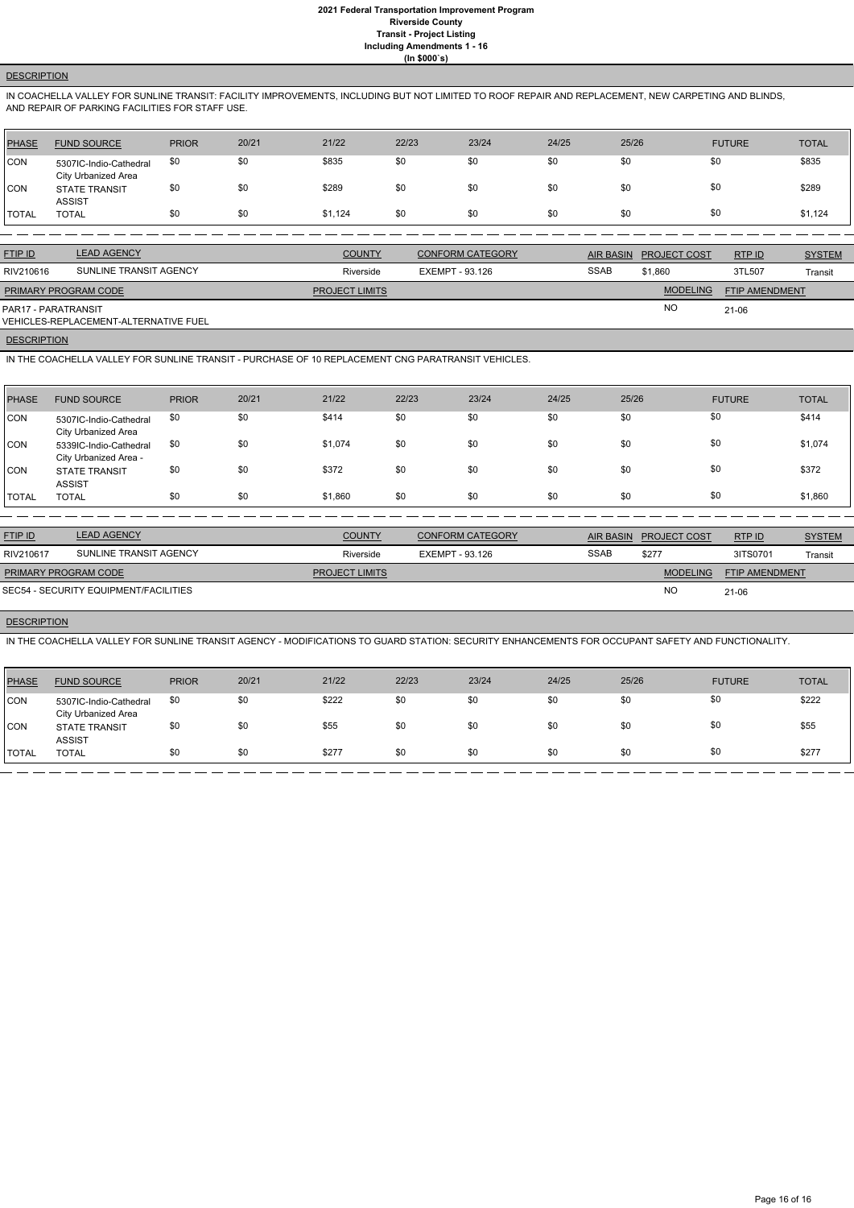**2021 Federal Transportation Improvement Program**
**Riverside County**
**Transit - Project Listing**
**Including Amendments 1 - 16**
**(In $000`s)**

DESCRIPTION

IN COACHELLA VALLEY FOR SUNLINE TRANSIT: FACILITY IMPROVEMENTS, INCLUDING BUT NOT LIMITED TO ROOF REPAIR AND REPLACEMENT, NEW CARPETING AND BLINDS, AND REPAIR OF PARKING FACILITIES FOR STAFF USE.

| PHASE | FUND SOURCE | PRIOR | 20/21 | 21/22 | 22/23 | 23/24 | 24/25 | 25/26 | FUTURE | TOTAL |
|---|---|---|---|---|---|---|---|---|---|---|
| CON | 5307IC-Indio-Cathedral City Urbanized Area | $0 | $0 | $835 | $0 | $0 | $0 | $0 | $0 | $835 |
| CON | STATE TRANSIT ASSIST | $0 | $0 | $289 | $0 | $0 | $0 | $0 | $0 | $289 |
| TOTAL | TOTAL | $0 | $0 | $1,124 | $0 | $0 | $0 | $0 | $0 | $1,124 |

| FTIP ID | LEAD AGENCY | COUNTY | CONFORM CATEGORY | AIR BASIN | PROJECT COST | RTP ID | SYSTEM |
|---|---|---|---|---|---|---|---|
| RIV210616 | SUNLINE TRANSIT AGENCY | Riverside | EXEMPT - 93.126 | SSAB | $1,860 | 3TL507 | Transit |

| PRIMARY PROGRAM CODE | PROJECT LIMITS | MODELING | FTIP AMENDMENT |
|---|---|---|---|
| PAR17 - PARATRANSIT VEHICLES-REPLACEMENT-ALTERNATIVE FUEL | | NO | 21-06 |

DESCRIPTION

IN THE COACHELLA VALLEY FOR SUNLINE TRANSIT - PURCHASE OF 10 REPLACEMENT CNG PARATRANSIT VEHICLES.

| PHASE | FUND SOURCE | PRIOR | 20/21 | 21/22 | 22/23 | 23/24 | 24/25 | 25/26 | FUTURE | TOTAL |
|---|---|---|---|---|---|---|---|---|---|---|
| CON | 5307IC-Indio-Cathedral City Urbanized Area | $0 | $0 | $414 | $0 | $0 | $0 | $0 | $0 | $414 |
| CON | 5339IC-Indio-Cathedral City Urbanized Area - | $0 | $0 | $1,074 | $0 | $0 | $0 | $0 | $0 | $1,074 |
| CON | STATE TRANSIT ASSIST | $0 | $0 | $372 | $0 | $0 | $0 | $0 | $0 | $372 |
| TOTAL | TOTAL | $0 | $0 | $1,860 | $0 | $0 | $0 | $0 | $0 | $1,860 |

| FTIP ID | LEAD AGENCY | COUNTY | CONFORM CATEGORY | AIR BASIN | PROJECT COST | RTP ID | SYSTEM |
|---|---|---|---|---|---|---|---|
| RIV210617 | SUNLINE TRANSIT AGENCY | Riverside | EXEMPT - 93.126 | SSAB | $277 | 3ITS0701 | Transit |

| PRIMARY PROGRAM CODE | PROJECT LIMITS | MODELING | FTIP AMENDMENT |
|---|---|---|---|
| SEC54 - SECURITY EQUIPMENT/FACILITIES | | NO | 21-06 |

DESCRIPTION

IN THE COACHELLA VALLEY FOR SUNLINE TRANSIT AGENCY - MODIFICATIONS TO GUARD STATION: SECURITY ENHANCEMENTS FOR OCCUPANT SAFETY AND FUNCTIONALITY.

| PHASE | FUND SOURCE | PRIOR | 20/21 | 21/22 | 22/23 | 23/24 | 24/25 | 25/26 | FUTURE | TOTAL |
|---|---|---|---|---|---|---|---|---|---|---|
| CON | 5307IC-Indio-Cathedral City Urbanized Area | $0 | $0 | $222 | $0 | $0 | $0 | $0 | $0 | $222 |
| CON | STATE TRANSIT ASSIST | $0 | $0 | $55 | $0 | $0 | $0 | $0 | $0 | $55 |
| TOTAL | TOTAL | $0 | $0 | $277 | $0 | $0 | $0 | $0 | $0 | $277 |